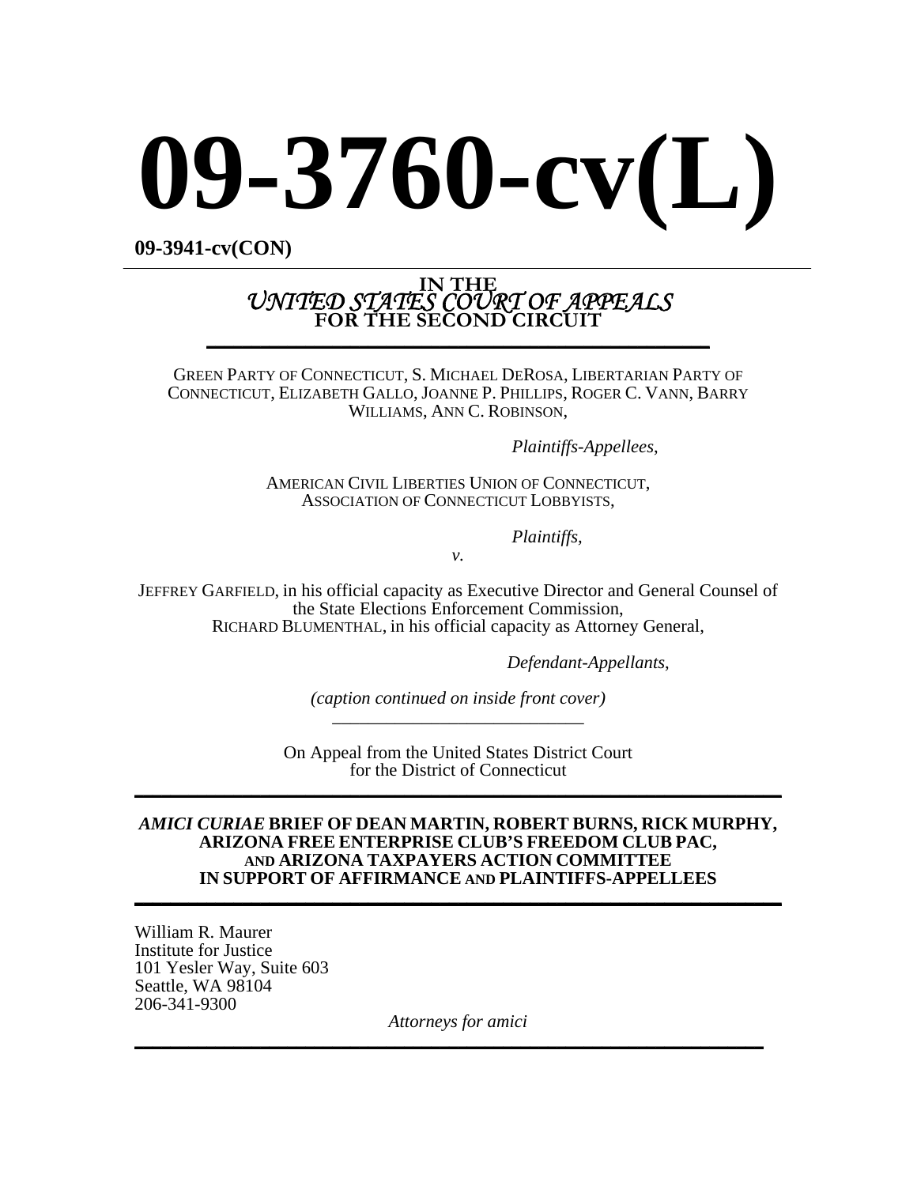# 09-3760-cv(L)

**09-3941-cv(CON)**

---

**IN THE**
***UNITED STATES COURT OF APPEALS***
**FOR THE SECOND CIRCUIT**

---

GREEN PARTY OF CONNECTICUT, S. MICHAEL DEROSA, LIBERTARIAN PARTY OF CONNECTICUT, ELIZABETH GALLO, JOANNE P. PHILLIPS, ROGER C. VANN, BARRY WILLIAMS, ANN C. ROBINSON,

*Plaintiffs-Appellees*,

AMERICAN CIVIL LIBERTIES UNION OF CONNECTICUT, ASSOCIATION OF CONNECTICUT LOBBYISTS,

*Plaintiffs,*

*v.*

JEFFREY GARFIELD, in his official capacity as Executive Director and General Counsel of the State Elections Enforcement Commission,
RICHARD BLUMENTHAL, in his official capacity as Attorney General,

*Defendant-Appellants*,

*(caption continued on inside front cover)*

---

On Appeal from the United States District Court for the District of Connecticut

---

***AMICI CURIAE* BRIEF OF DEAN MARTIN, ROBERT BURNS, RICK MURPHY, ARIZONA FREE ENTERPRISE CLUB'S FREEDOM CLUB PAC, AND ARIZONA TAXPAYERS ACTION COMMITTEE IN SUPPORT OF AFFIRMANCE AND PLAINTIFFS-APPELLEES**

---

William R. Maurer
Institute for Justice
101 Yesler Way, Suite 603
Seattle, WA 98104
206-341-9300

*Attorneys for amici*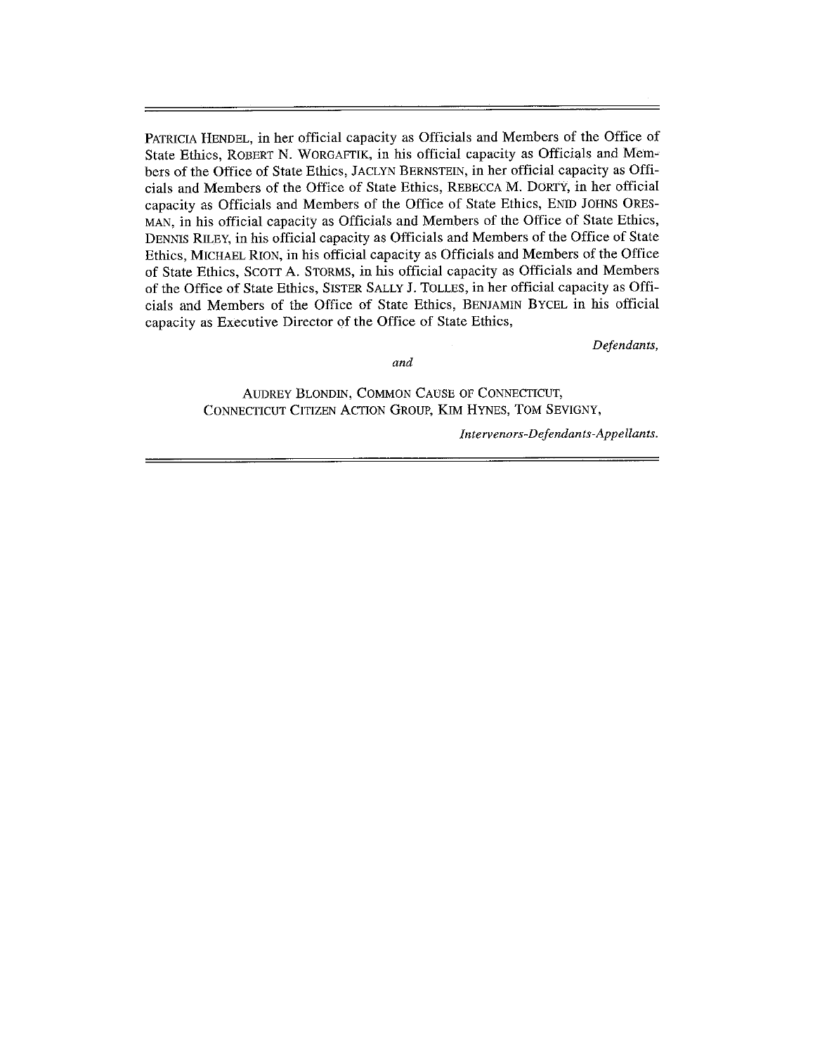PATRICIA HENDEL, in her official capacity as Officials and Members of the Office of State Ethics, ROBERT N. WORGAFTIK, in his official capacity as Officials and Members of the Office of State Ethics, JACLYN BERNSTEIN, in her official capacity as Officials and Members of the Office of State Ethics, REBECCA M. DORTY, in her official capacity as Officials and Members of the Office of State Ethics, ENID JOHNS ORESMAN, in his official capacity as Officials and Members of the Office of State Ethics, DENNIS RILEY, in his official capacity as Officials and Members of the Office of State Ethics, MICHAEL RION, in his official capacity as Officials and Members of the Office of State Ethics, SCOTT A. STORMS, in his official capacity as Officials and Members of the Office of State Ethics, SISTER SALLY J. TOLLES, in her official capacity as Officials and Members of the Office of State Ethics, BENJAMIN BYCEL in his official capacity as Executive Director of the Office of State Ethics,

*Defendants,*

*and*

AUDREY BLONDIN, COMMON CAUSE OF CONNECTICUT, CONNECTICUT CITIZEN ACTION GROUP, KIM HYNES, TOM SEVIGNY,

*Intervenors-Defendants-Appellants.*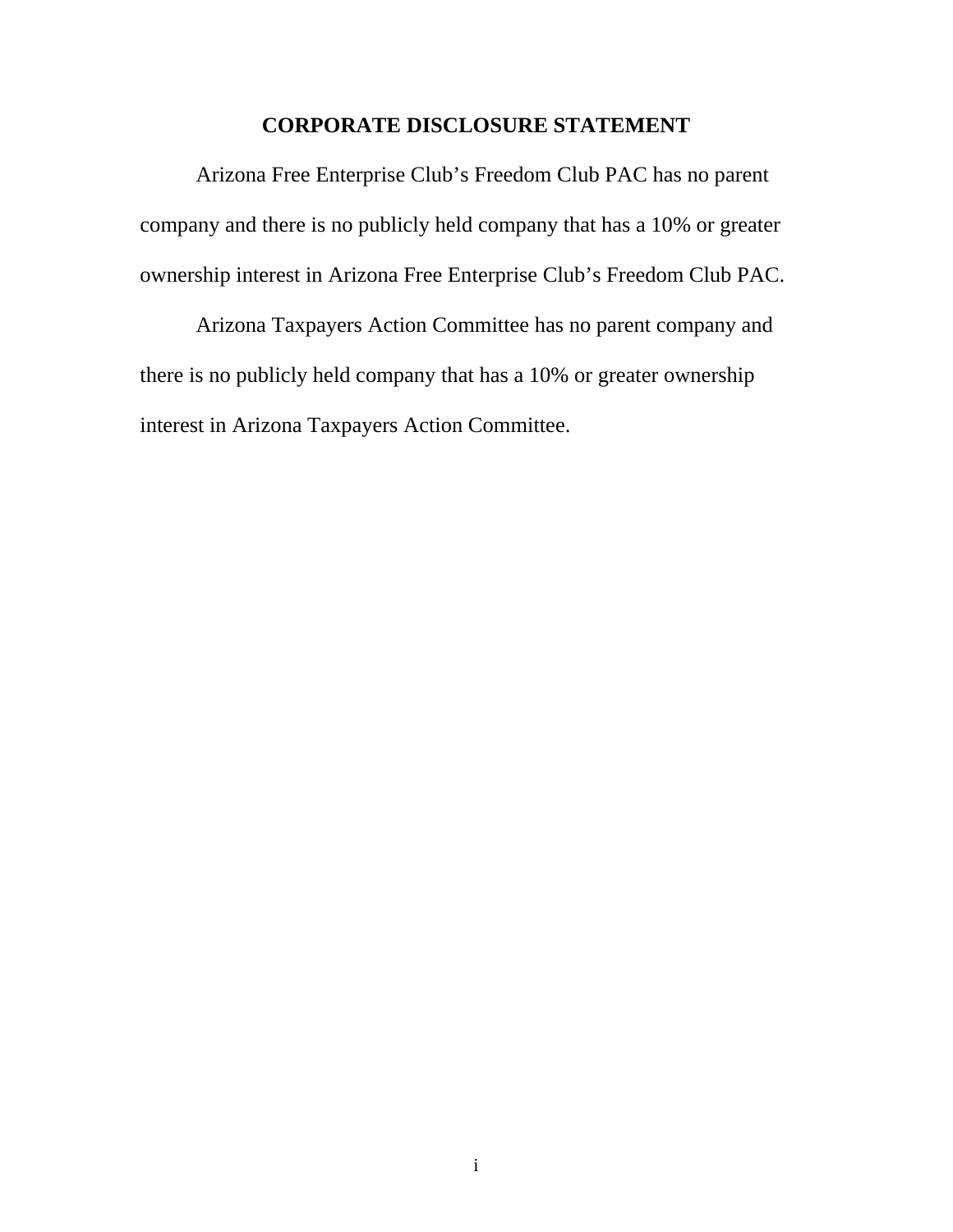## CORPORATE DISCLOSURE STATEMENT

Arizona Free Enterprise Club’s Freedom Club PAC has no parent company and there is no publicly held company that has a 10% or greater ownership interest in Arizona Free Enterprise Club’s Freedom Club PAC.

Arizona Taxpayers Action Committee has no parent company and there is no publicly held company that has a 10% or greater ownership interest in Arizona Taxpayers Action Committee.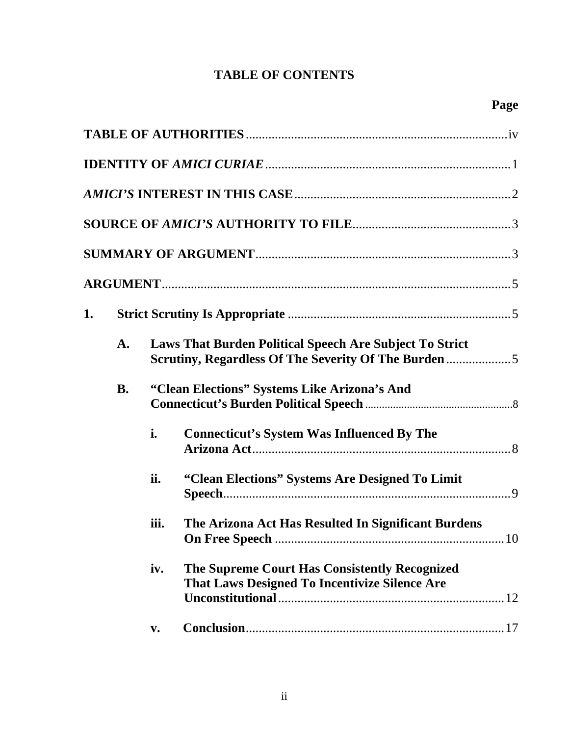# TABLE OF CONTENTS

| | Page |
|---|---|
| **TABLE OF AUTHORITIES** | iv |
| **IDENTITY OF *AMICI CURIAE*** | 1 |
| ***AMICI'S* INTEREST IN THIS CASE** | 2 |
| **SOURCE OF *AMICI'S* AUTHORITY TO FILE** | 3 |
| **SUMMARY OF ARGUMENT** | 3 |
| **ARGUMENT** | 5 |
| **1. Strict Scrutiny Is Appropriate** | 5 |
| **A. Laws That Burden Political Speech Are Subject To Strict Scrutiny, Regardless Of The Severity Of The Burden** | 5 |
| **B. "Clean Elections" Systems Like Arizona's And Connecticut's Burden Political Speech** | 8 |
| **i. Connecticut's System Was Influenced By The Arizona Act** | 8 |
| **ii. "Clean Elections" Systems Are Designed To Limit Speech** | 9 |
| **iii. The Arizona Act Has Resulted In Significant Burdens On Free Speech** | 10 |
| **iv. The Supreme Court Has Consistently Recognized That Laws Designed To Incentivize Silence Are Unconstitutional** | 12 |
| **v. Conclusion** | 17 |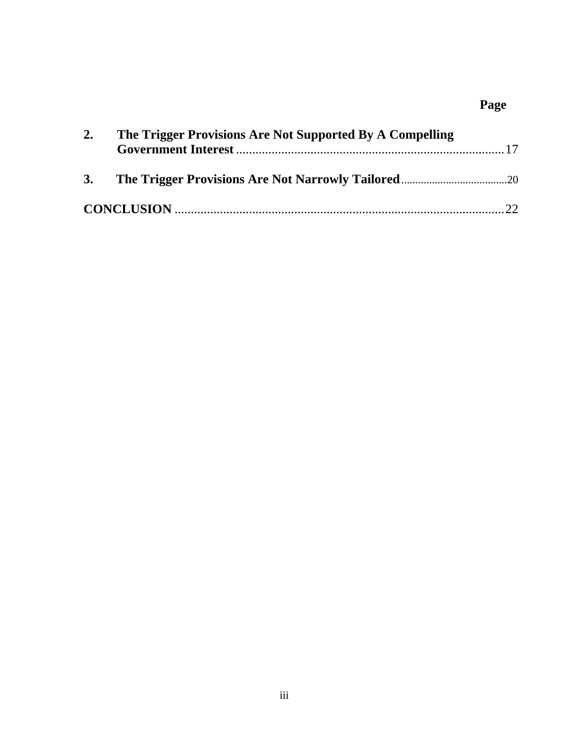**Page**

**2. The Trigger Provisions Are Not Supported By A Compelling Government Interest** .................................................................................. 17

**3. The Trigger Provisions Are Not Narrowly Tailored** ...................................... 20

**CONCLUSION** ...................................................................................................... 22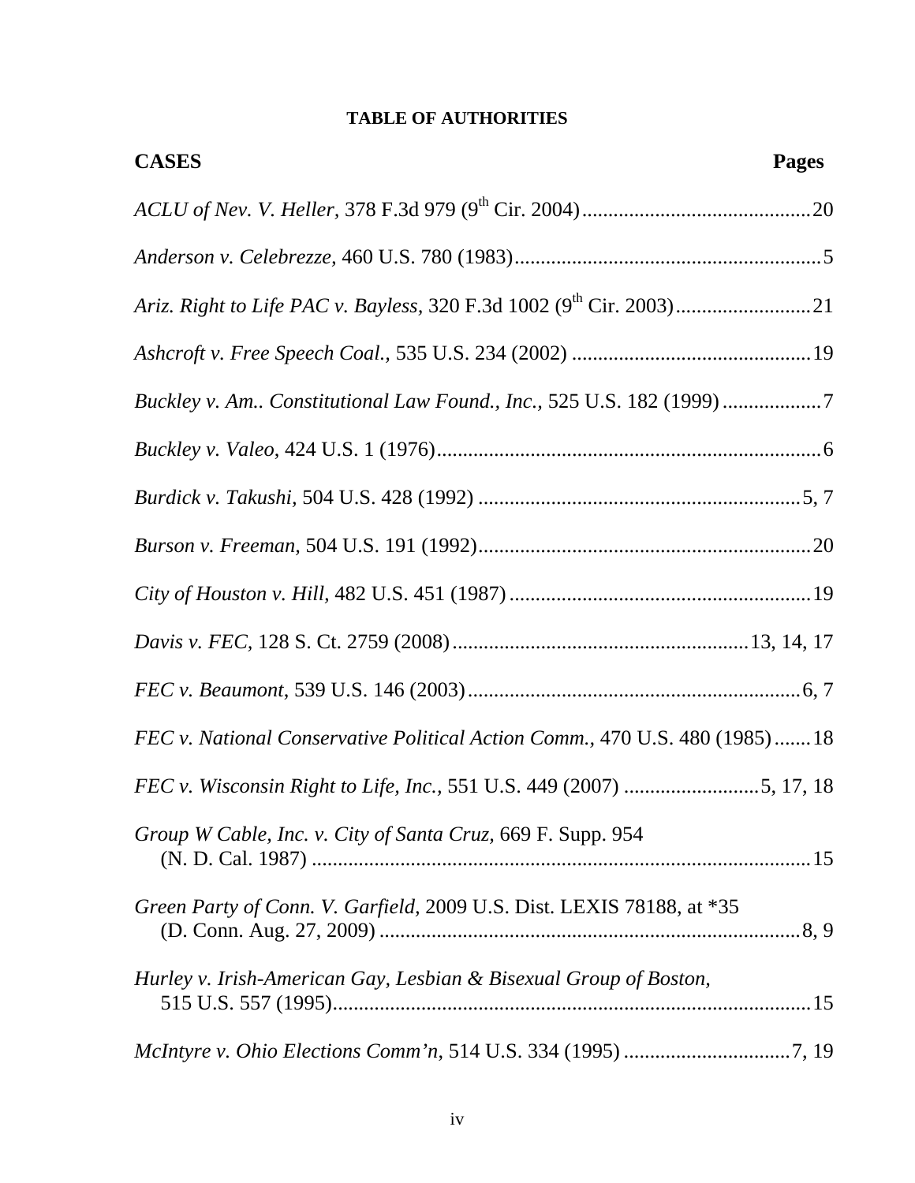**TABLE OF AUTHORITIES**

**CASES** **Pages**

*ACLU of Nev. V. Heller*, 378 F.3d 979 (9th Cir. 2004) ............................................ 20

*Anderson v. Celebrezze*, 460 U.S. 780 (1983) ........................................................... 5

*Ariz. Right to Life PAC v. Bayless*, 320 F.3d 1002 (9th Cir. 2003) ......................... 21

*Ashcroft v. Free Speech Coal.*, 535 U.S. 234 (2002) ............................................. 19

*Buckley v. Am.. Constitutional Law Found., Inc.*, 525 U.S. 182 (1999) .................. 7

*Buckley v. Valeo*, 424 U.S. 1 (1976) ......................................................................... 6

*Burdick v. Takushi*, 504 U.S. 428 (1992) ............................................................. 5, 7

*Burson v. Freeman*, 504 U.S. 191 (1992) ............................................................... 20

*City of Houston v. Hill*, 482 U.S. 451 (1987) ......................................................... 19

*Davis v. FEC*, 128 S. Ct. 2759 (2008) ........................................................ 13, 14, 17

*FEC v. Beaumont*, 539 U.S. 146 (2003) ................................................................ 6, 7

*FEC v. National Conservative Political Action Comm.*, 470 U.S. 480 (1985) ....... 18

*FEC v. Wisconsin Right to Life, Inc.*, 551 U.S. 449 (2007) .......................... 5, 17, 18

*Group W Cable, Inc. v. City of Santa Cruz*, 669 F. Supp. 954 (N. D. Cal. 1987) ................................................................................ 15

*Green Party of Conn. V. Garfield*, 2009 U.S. Dist. LEXIS 78188, at *35 (D. Conn. Aug. 27, 2009) ................................................................................ 8, 9

*Hurley v. Irish-American Gay, Lesbian & Bisexual Group of Boston*, 515 U.S. 557 (1995) ........................................................................................... 15

*McIntyre v. Ohio Elections Comm'n*, 514 U.S. 334 (1995) ................................ 7, 19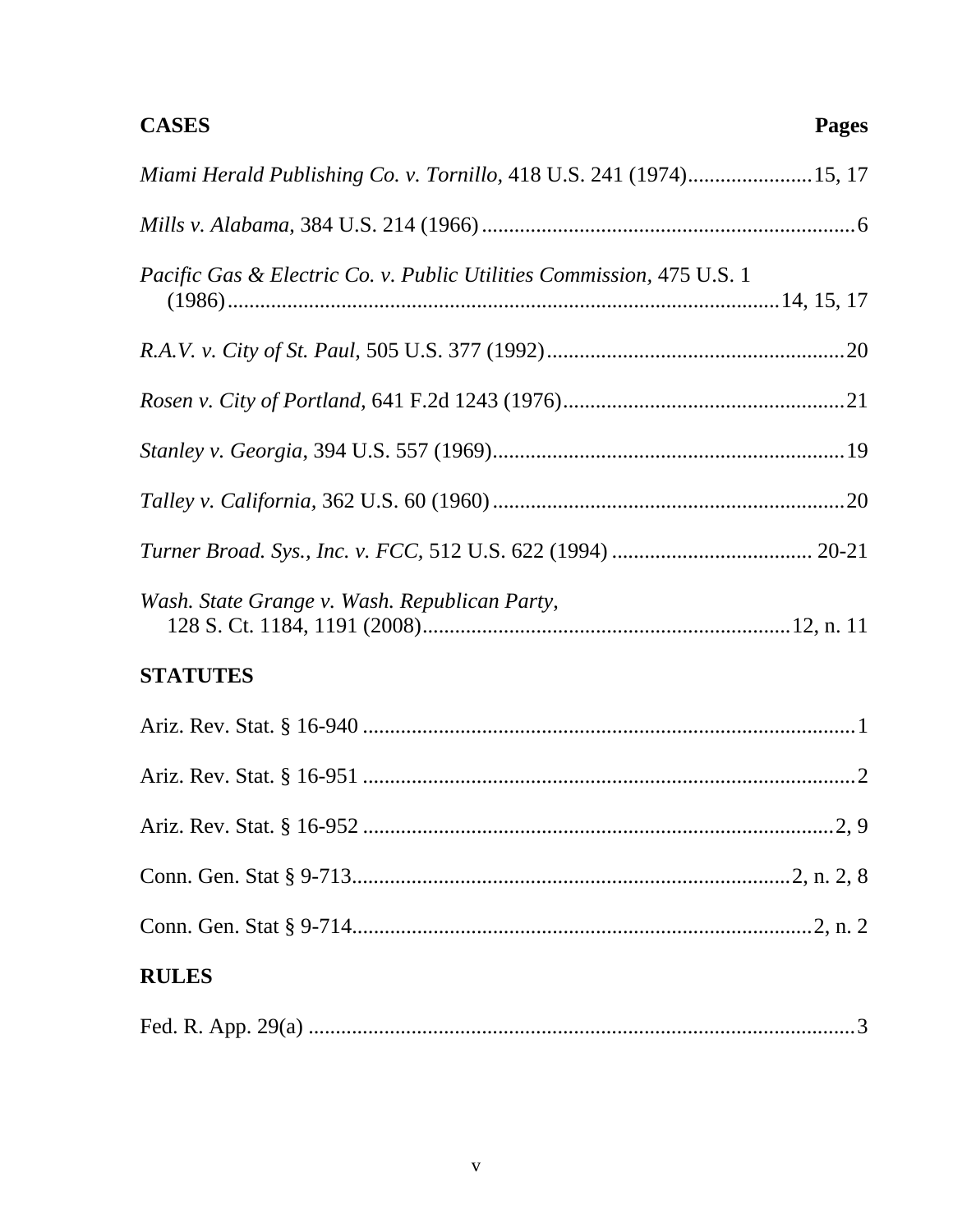**CASES** **Pages**

*Miami Herald Publishing Co. v. Tornillo*, 418 U.S. 241 (1974).......................15, 17

*Mills v. Alabama*, 384 U.S. 214 (1966).....................................................................6

*Pacific Gas & Electric Co. v. Public Utilities Commission,* 475 U.S. 1 (1986).......................................................................................................14, 15, 17

*R.A.V. v. City of St. Paul,* 505 U.S. 377 (1992).......................................................20

*Rosen v. City of Portland,* 641 F.2d 1243 (1976)....................................................21

*Stanley v. Georgia*, 394 U.S. 557 (1969).................................................................19

*Talley v. California,* 362 U.S. 60 (1960).................................................................20

*Turner Broad. Sys., Inc. v. FCC,* 512 U.S. 622 (1994) ..................................... 20-21

*Wash. State Grange v. Wash. Republican Party,* 128 S. Ct. 1184, 1191 (2008)...................................................................12, n. 11

**STATUTES**

Ariz. Rev. Stat. § 16-940 ............................................................................................1

Ariz. Rev. Stat. § 16-951 ............................................................................................2

Ariz. Rev. Stat. § 16-952 .........................................................................................2, 9

Conn. Gen. Stat § 9-713.................................................................................2, n. 2, 8

Conn. Gen. Stat § 9-714.....................................................................................2, n. 2

**RULES**

Fed. R. App. 29(a) ......................................................................................................3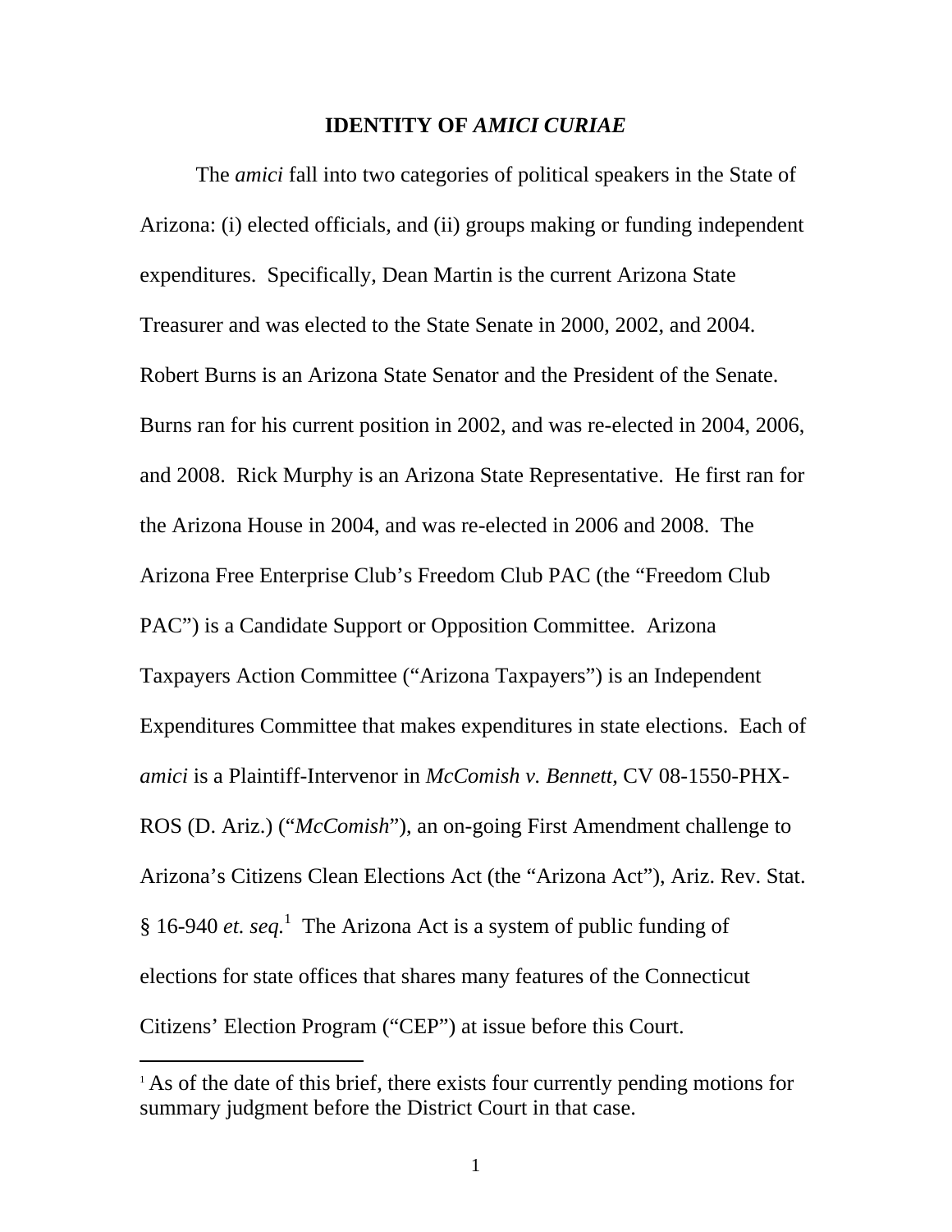## IDENTITY OF *AMICI CURIAE*

The *amici* fall into two categories of political speakers in the State of Arizona: (i) elected officials, and (ii) groups making or funding independent expenditures. Specifically, Dean Martin is the current Arizona State Treasurer and was elected to the State Senate in 2000, 2002, and 2004. Robert Burns is an Arizona State Senator and the President of the Senate. Burns ran for his current position in 2002, and was re-elected in 2004, 2006, and 2008. Rick Murphy is an Arizona State Representative. He first ran for the Arizona House in 2004, and was re-elected in 2006 and 2008. The Arizona Free Enterprise Club's Freedom Club PAC (the "Freedom Club PAC") is a Candidate Support or Opposition Committee. Arizona Taxpayers Action Committee ("Arizona Taxpayers") is an Independent Expenditures Committee that makes expenditures in state elections. Each of *amici* is a Plaintiff-Intervenor in *McComish v. Bennett*, CV 08-1550-PHX-ROS (D. Ariz.) ("*McComish*"), an on-going First Amendment challenge to Arizona's Citizens Clean Elections Act (the "Arizona Act"), Ariz. Rev. Stat. § 16-940 *et. seq.*[1] The Arizona Act is a system of public funding of elections for state offices that shares many features of the Connecticut Citizens' Election Program ("CEP") at issue before this Court.

---

[1] As of the date of this brief, there exists four currently pending motions for summary judgment before the District Court in that case.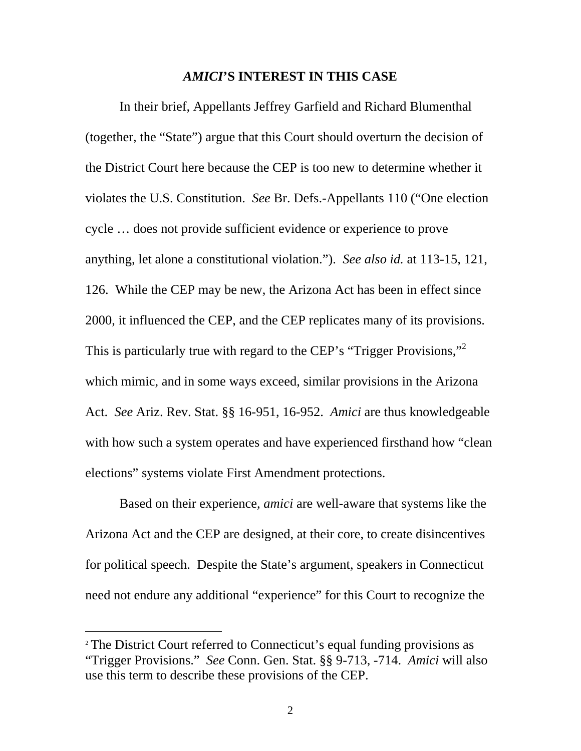## *AMICI*'S INTEREST IN THIS CASE

In their brief, Appellants Jeffrey Garfield and Richard Blumenthal (together, the "State") argue that this Court should overturn the decision of the District Court here because the CEP is too new to determine whether it violates the U.S. Constitution. *See* Br. Defs.-Appellants 110 ("One election cycle … does not provide sufficient evidence or experience to prove anything, let alone a constitutional violation."). *See also id.* at 113-15, 121, 126. While the CEP may be new, the Arizona Act has been in effect since 2000, it influenced the CEP, and the CEP replicates many of its provisions. This is particularly true with regard to the CEP's "Trigger Provisions,"[2] which mimic, and in some ways exceed, similar provisions in the Arizona Act. *See* Ariz. Rev. Stat. §§ 16-951, 16-952. *Amici* are thus knowledgeable with how such a system operates and have experienced firsthand how "clean elections" systems violate First Amendment protections.

Based on their experience, *amici* are well-aware that systems like the Arizona Act and the CEP are designed, at their core, to create disincentives for political speech. Despite the State's argument, speakers in Connecticut need not endure any additional "experience" for this Court to recognize the

[2] The District Court referred to Connecticut's equal funding provisions as "Trigger Provisions." *See* Conn. Gen. Stat. §§ 9-713, -714. *Amici* will also use this term to describe these provisions of the CEP.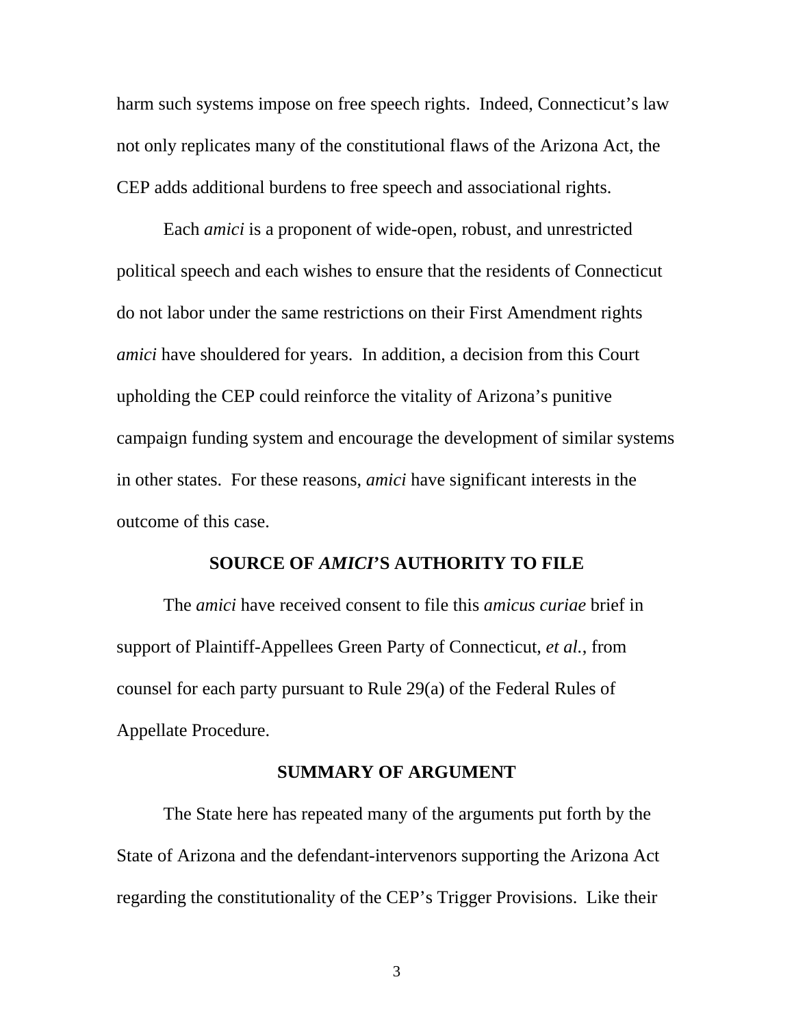harm such systems impose on free speech rights. Indeed, Connecticut's law not only replicates many of the constitutional flaws of the Arizona Act, the CEP adds additional burdens to free speech and associational rights.

Each *amici* is a proponent of wide-open, robust, and unrestricted political speech and each wishes to ensure that the residents of Connecticut do not labor under the same restrictions on their First Amendment rights *amici* have shouldered for years. In addition, a decision from this Court upholding the CEP could reinforce the vitality of Arizona's punitive campaign funding system and encourage the development of similar systems in other states. For these reasons, *amici* have significant interests in the outcome of this case.

## SOURCE OF *AMICI*'S AUTHORITY TO FILE

The *amici* have received consent to file this *amicus curiae* brief in support of Plaintiff-Appellees Green Party of Connecticut, *et al.*, from counsel for each party pursuant to Rule 29(a) of the Federal Rules of Appellate Procedure.

## SUMMARY OF ARGUMENT

The State here has repeated many of the arguments put forth by the State of Arizona and the defendant-intervenors supporting the Arizona Act regarding the constitutionality of the CEP's Trigger Provisions. Like their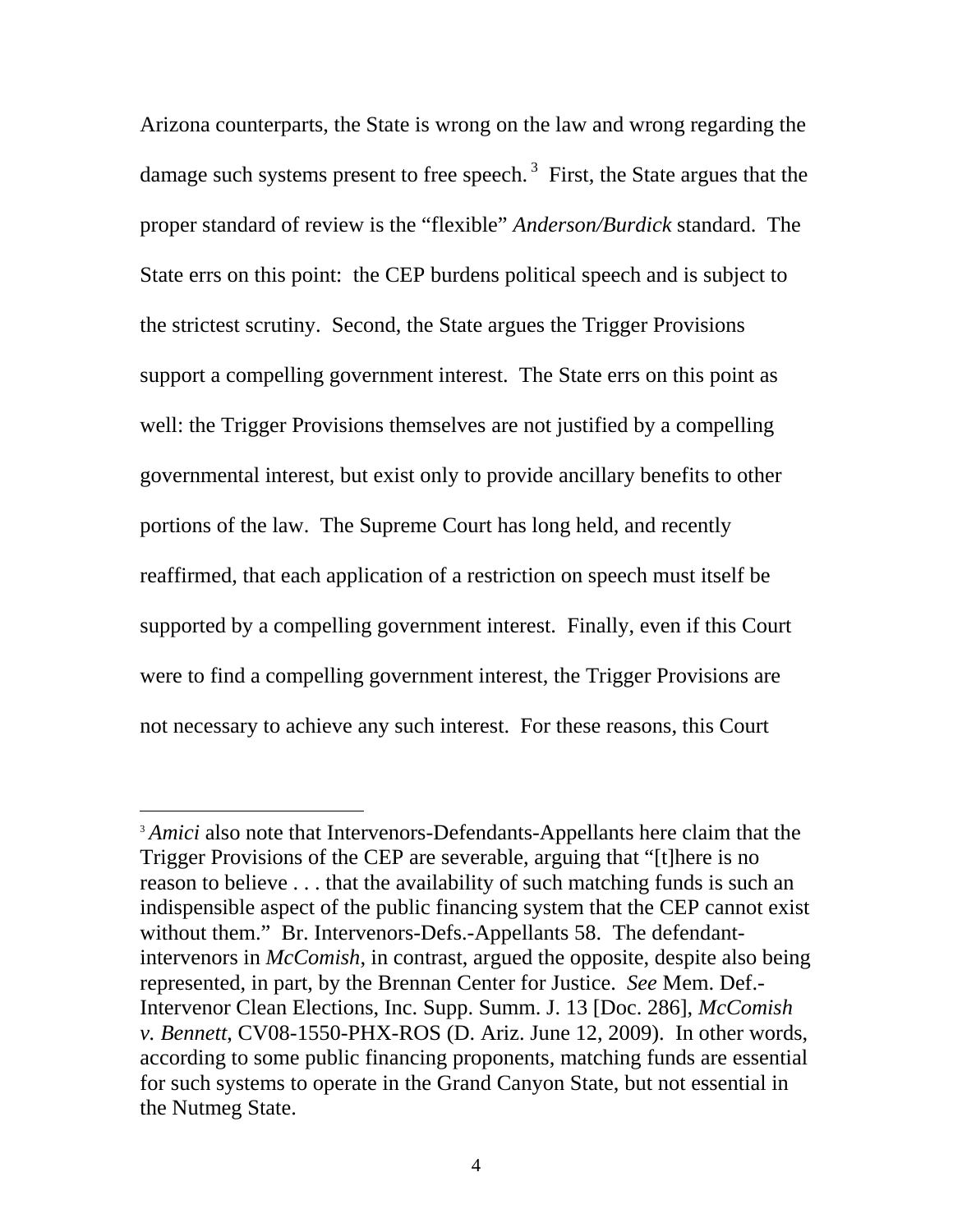Arizona counterparts, the State is wrong on the law and wrong regarding the damage such systems present to free speech.[3] First, the State argues that the proper standard of review is the "flexible" *Anderson/Burdick* standard. The State errs on this point: the CEP burdens political speech and is subject to the strictest scrutiny. Second, the State argues the Trigger Provisions support a compelling government interest. The State errs on this point as well: the Trigger Provisions themselves are not justified by a compelling governmental interest, but exist only to provide ancillary benefits to other portions of the law. The Supreme Court has long held, and recently reaffirmed, that each application of a restriction on speech must itself be supported by a compelling government interest. Finally, even if this Court were to find a compelling government interest, the Trigger Provisions are not necessary to achieve any such interest. For these reasons, this Court

---

[3] *Amici* also note that Intervenors-Defendants-Appellants here claim that the Trigger Provisions of the CEP are severable, arguing that "[t]here is no reason to believe . . . that the availability of such matching funds is such an indispensible aspect of the public financing system that the CEP cannot exist without them." Br. Intervenors-Defs.-Appellants 58. The defendant-intervenors in *McComish*, in contrast, argued the opposite, despite also being represented, in part, by the Brennan Center for Justice. *See* Mem. Def.-Intervenor Clean Elections, Inc. Supp. Summ. J. 13 [Doc. 286], *McComish v. Bennett,* CV08-1550-PHX-ROS (D. Ariz. June 12, 2009). In other words, according to some public financing proponents, matching funds are essential for such systems to operate in the Grand Canyon State, but not essential in the Nutmeg State.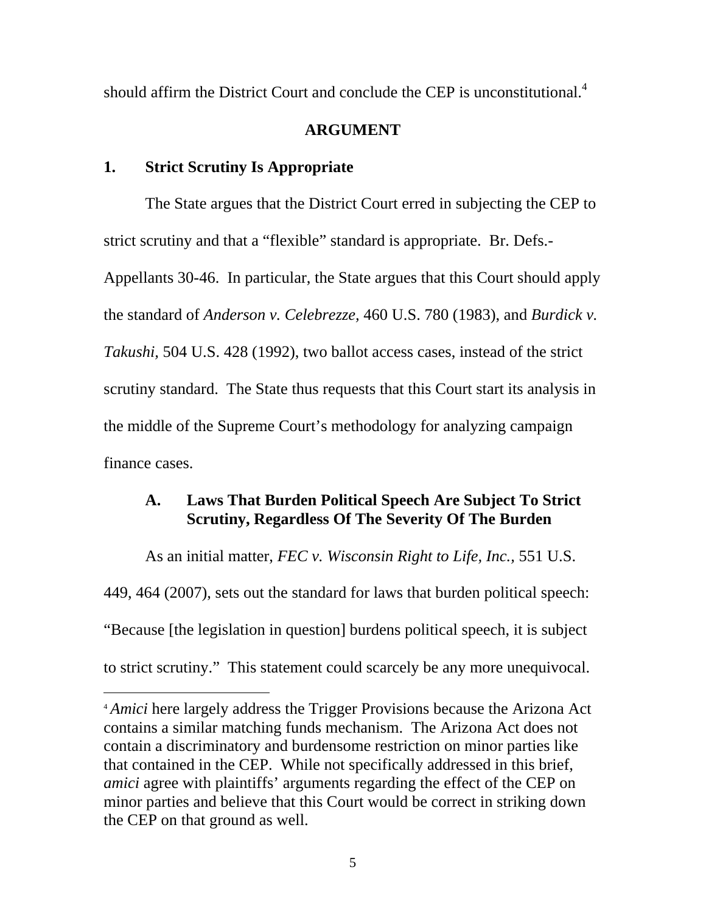should affirm the District Court and conclude the CEP is unconstitutional.[4]

## ARGUMENT

### 1. Strict Scrutiny Is Appropriate

The State argues that the District Court erred in subjecting the CEP to strict scrutiny and that a "flexible" standard is appropriate. Br. Defs.-Appellants 30-46. In particular, the State argues that this Court should apply the standard of *Anderson v. Celebrezze,* 460 U.S. 780 (1983), and *Burdick v. Takushi,* 504 U.S. 428 (1992), two ballot access cases, instead of the strict scrutiny standard. The State thus requests that this Court start its analysis in the middle of the Supreme Court's methodology for analyzing campaign finance cases.

#### A. Laws That Burden Political Speech Are Subject To Strict Scrutiny, Regardless Of The Severity Of The Burden

As an initial matter, *FEC v. Wisconsin Right to Life, Inc.,* 551 U.S. 449, 464 (2007), sets out the standard for laws that burden political speech: "Because [the legislation in question] burdens political speech, it is subject to strict scrutiny." This statement could scarcely be any more unequivocal.

---

[4] *Amici* here largely address the Trigger Provisions because the Arizona Act contains a similar matching funds mechanism. The Arizona Act does not contain a discriminatory and burdensome restriction on minor parties like that contained in the CEP. While not specifically addressed in this brief, *amici* agree with plaintiffs' arguments regarding the effect of the CEP on minor parties and believe that this Court would be correct in striking down the CEP on that ground as well.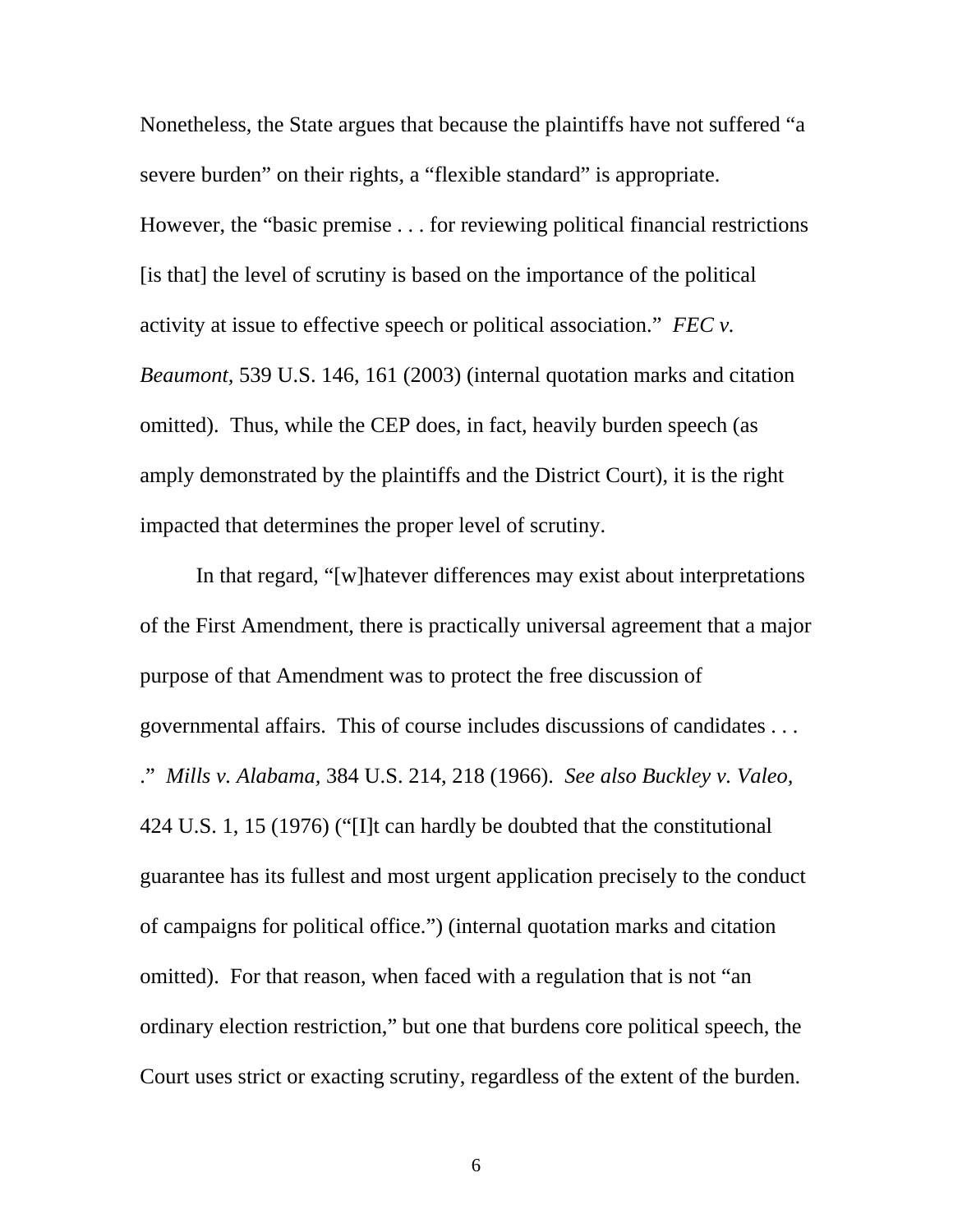Nonetheless, the State argues that because the plaintiffs have not suffered "a severe burden" on their rights, a "flexible standard" is appropriate. However, the "basic premise . . . for reviewing political financial restrictions [is that] the level of scrutiny is based on the importance of the political activity at issue to effective speech or political association." *FEC v. Beaumont*, 539 U.S. 146, 161 (2003) (internal quotation marks and citation omitted). Thus, while the CEP does, in fact, heavily burden speech (as amply demonstrated by the plaintiffs and the District Court), it is the right impacted that determines the proper level of scrutiny.

In that regard, "[w]hatever differences may exist about interpretations of the First Amendment, there is practically universal agreement that a major purpose of that Amendment was to protect the free discussion of governmental affairs. This of course includes discussions of candidates . . . ." *Mills v. Alabama,* 384 U.S. 214, 218 (1966). *See also Buckley v. Valeo,* 424 U.S. 1, 15 (1976) ("[I]t can hardly be doubted that the constitutional guarantee has its fullest and most urgent application precisely to the conduct of campaigns for political office.") (internal quotation marks and citation omitted). For that reason, when faced with a regulation that is not "an ordinary election restriction," but one that burdens core political speech, the Court uses strict or exacting scrutiny, regardless of the extent of the burden.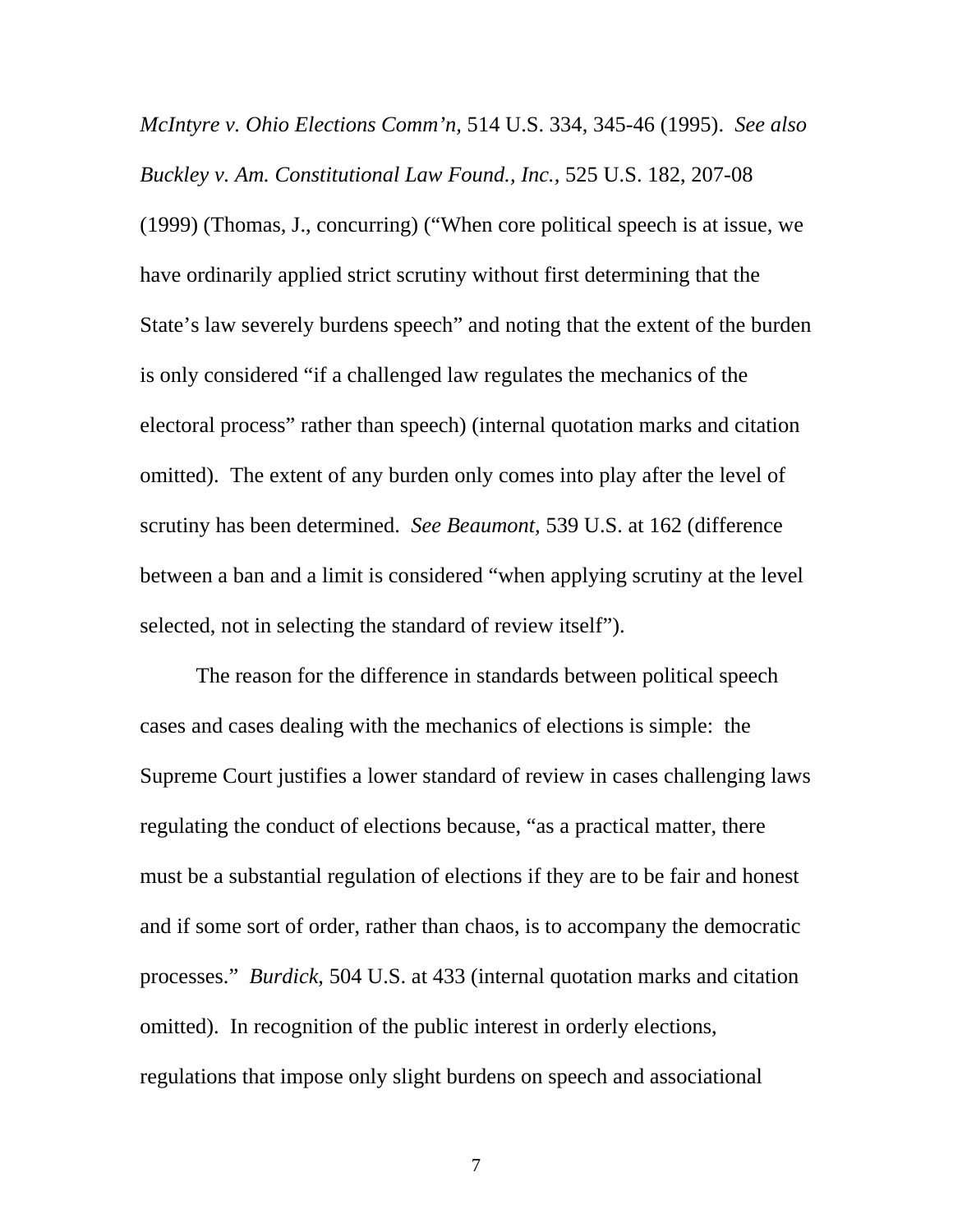*McIntyre v. Ohio Elections Comm'n,* 514 U.S. 334, 345-46 (1995). *See also Buckley v. Am. Constitutional Law Found., Inc.,* 525 U.S. 182, 207-08 (1999) (Thomas, J., concurring) ("When core political speech is at issue, we have ordinarily applied strict scrutiny without first determining that the State's law severely burdens speech" and noting that the extent of the burden is only considered "if a challenged law regulates the mechanics of the electoral process" rather than speech) (internal quotation marks and citation omitted). The extent of any burden only comes into play after the level of scrutiny has been determined. *See Beaumont,* 539 U.S. at 162 (difference between a ban and a limit is considered "when applying scrutiny at the level selected, not in selecting the standard of review itself").

The reason for the difference in standards between political speech cases and cases dealing with the mechanics of elections is simple: the Supreme Court justifies a lower standard of review in cases challenging laws regulating the conduct of elections because, "as a practical matter, there must be a substantial regulation of elections if they are to be fair and honest and if some sort of order, rather than chaos, is to accompany the democratic processes." *Burdick,* 504 U.S. at 433 (internal quotation marks and citation omitted). In recognition of the public interest in orderly elections, regulations that impose only slight burdens on speech and associational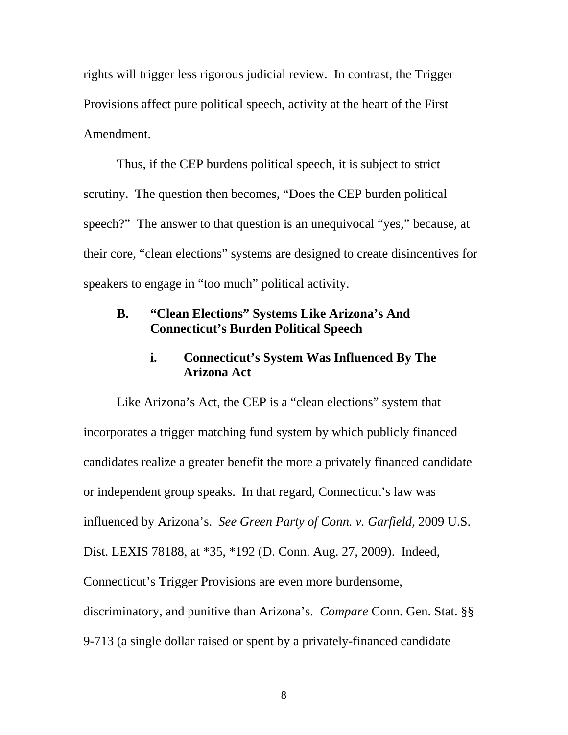rights will trigger less rigorous judicial review. In contrast, the Trigger Provisions affect pure political speech, activity at the heart of the First Amendment.

Thus, if the CEP burdens political speech, it is subject to strict scrutiny. The question then becomes, "Does the CEP burden political speech?" The answer to that question is an unequivocal "yes," because, at their core, "clean elections" systems are designed to create disincentives for speakers to engage in "too much" political activity.

### B. "Clean Elections" Systems Like Arizona's And Connecticut's Burden Political Speech

#### i. Connecticut's System Was Influenced By The Arizona Act

Like Arizona's Act, the CEP is a "clean elections" system that incorporates a trigger matching fund system by which publicly financed candidates realize a greater benefit the more a privately financed candidate or independent group speaks. In that regard, Connecticut's law was influenced by Arizona's. *See Green Party of Conn. v. Garfield*, 2009 U.S. Dist. LEXIS 78188, at *35, *192 (D. Conn. Aug. 27, 2009). Indeed, Connecticut's Trigger Provisions are even more burdensome, discriminatory, and punitive than Arizona's. *Compare* Conn. Gen. Stat. §§ 9-713 (a single dollar raised or spent by a privately-financed candidate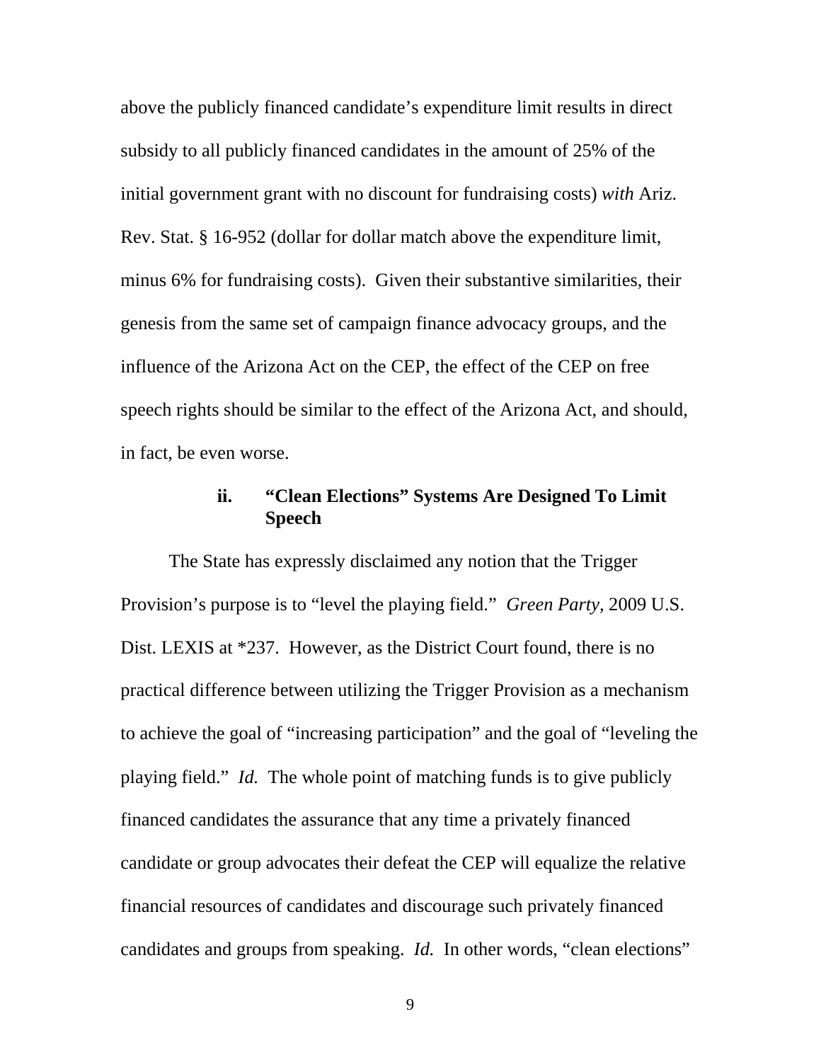above the publicly financed candidate's expenditure limit results in direct subsidy to all publicly financed candidates in the amount of 25% of the initial government grant with no discount for fundraising costs) *with* Ariz. Rev. Stat. § 16-952 (dollar for dollar match above the expenditure limit, minus 6% for fundraising costs). Given their substantive similarities, their genesis from the same set of campaign finance advocacy groups, and the influence of the Arizona Act on the CEP, the effect of the CEP on free speech rights should be similar to the effect of the Arizona Act, and should, in fact, be even worse.

#### ii. "Clean Elections" Systems Are Designed To Limit Speech

The State has expressly disclaimed any notion that the Trigger Provision's purpose is to "level the playing field." *Green Party*, 2009 U.S. Dist. LEXIS at *237. However, as the District Court found, there is no practical difference between utilizing the Trigger Provision as a mechanism to achieve the goal of "increasing participation" and the goal of "leveling the playing field." *Id.* The whole point of matching funds is to give publicly financed candidates the assurance that any time a privately financed candidate or group advocates their defeat the CEP will equalize the relative financial resources of candidates and discourage such privately financed candidates and groups from speaking. *Id.* In other words, "clean elections"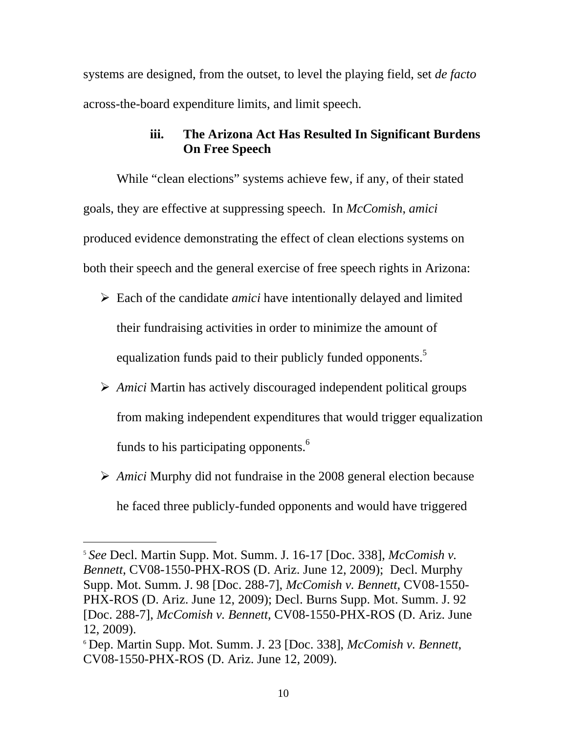systems are designed, from the outset, to level the playing field, set *de facto* across-the-board expenditure limits, and limit speech.

### iii. The Arizona Act Has Resulted In Significant Burdens On Free Speech

While "clean elections" systems achieve few, if any, of their stated goals, they are effective at suppressing speech. In *McComish*, *amici* produced evidence demonstrating the effect of clean elections systems on both their speech and the general exercise of free speech rights in Arizona:

- Each of the candidate *amici* have intentionally delayed and limited their fundraising activities in order to minimize the amount of equalization funds paid to their publicly funded opponents.[5]
- *Amici* Martin has actively discouraged independent political groups from making independent expenditures that would trigger equalization funds to his participating opponents.[6]
- *Amici* Murphy did not fundraise in the 2008 general election because he faced three publicly-funded opponents and would have triggered

---

[5] *See* Decl. Martin Supp. Mot. Summ. J. 16-17 [Doc. 338], *McComish v. Bennett*, CV08-1550-PHX-ROS (D. Ariz. June 12, 2009); Decl. Murphy Supp. Mot. Summ. J. 98 [Doc. 288-7], *McComish v. Bennett*, CV08-1550-PHX-ROS (D. Ariz. June 12, 2009); Decl. Burns Supp. Mot. Summ. J. 92 [Doc. 288-7], *McComish v. Bennett*, CV08-1550-PHX-ROS (D. Ariz. June 12, 2009).

[6] Dep. Martin Supp. Mot. Summ. J. 23 [Doc. 338], *McComish v. Bennett*, CV08-1550-PHX-ROS (D. Ariz. June 12, 2009).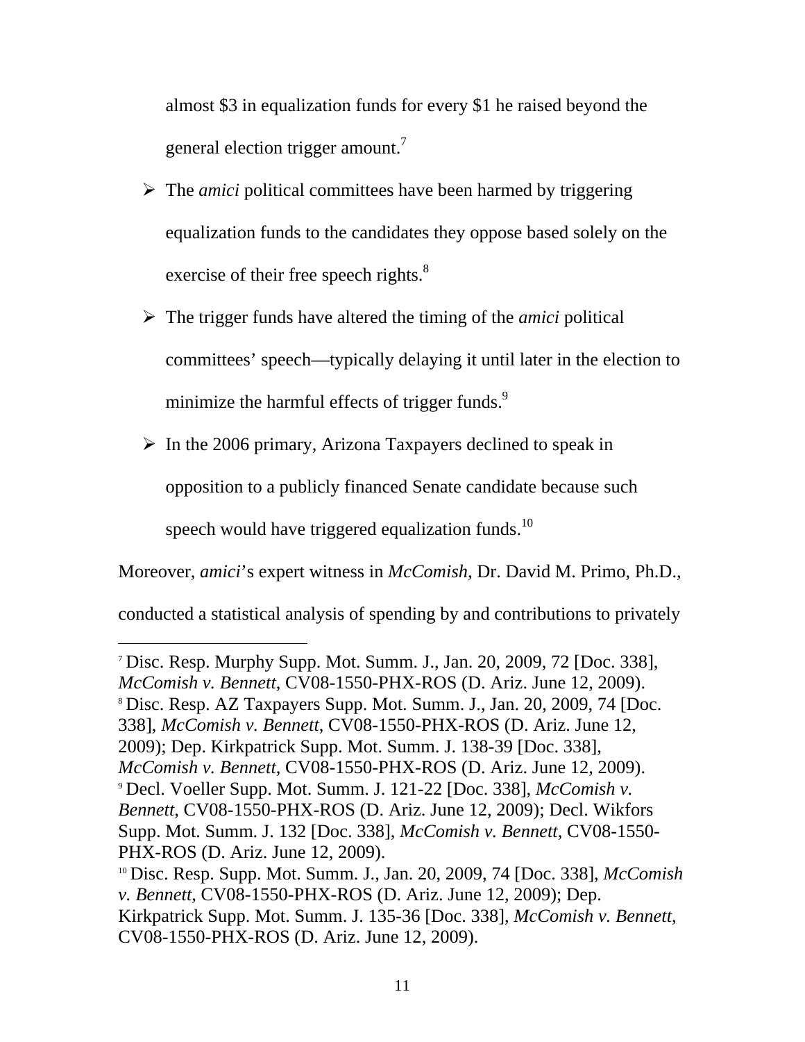almost $3 in equalization funds for every $1 he raised beyond the general election trigger amount.[7]

- The *amici* political committees have been harmed by triggering equalization funds to the candidates they oppose based solely on the exercise of their free speech rights.[8]
- The trigger funds have altered the timing of the *amici* political committees' speech—typically delaying it until later in the election to minimize the harmful effects of trigger funds.[9]
- In the 2006 primary, Arizona Taxpayers declined to speak in opposition to a publicly financed Senate candidate because such speech would have triggered equalization funds.[10]

Moreover, *amici*'s expert witness in *McComish*, Dr. David M. Primo, Ph.D., conducted a statistical analysis of spending by and contributions to privately

---

[7] Disc. Resp. Murphy Supp. Mot. Summ. J., Jan. 20, 2009, 72 [Doc. 338], *McComish v. Bennett*, CV08-1550-PHX-ROS (D. Ariz. June 12, 2009).

[8] Disc. Resp. AZ Taxpayers Supp. Mot. Summ. J., Jan. 20, 2009, 74 [Doc. 338], *McComish v. Bennett*, CV08-1550-PHX-ROS (D. Ariz. June 12, 2009); Dep. Kirkpatrick Supp. Mot. Summ. J. 138-39 [Doc. 338], *McComish v. Bennett*, CV08-1550-PHX-ROS (D. Ariz. June 12, 2009).

[9] Decl. Voeller Supp. Mot. Summ. J. 121-22 [Doc. 338], *McComish v. Bennett*, CV08-1550-PHX-ROS (D. Ariz. June 12, 2009); Decl. Wikfors Supp. Mot. Summ. J. 132 [Doc. 338], *McComish v. Bennett*, CV08-1550-PHX-ROS (D. Ariz. June 12, 2009).

[10] Disc. Resp. Supp. Mot. Summ. J., Jan. 20, 2009, 74 [Doc. 338], *McComish v. Bennett*, CV08-1550-PHX-ROS (D. Ariz. June 12, 2009); Dep. Kirkpatrick Supp. Mot. Summ. J. 135-36 [Doc. 338], *McComish v. Bennett*, CV08-1550-PHX-ROS (D. Ariz. June 12, 2009).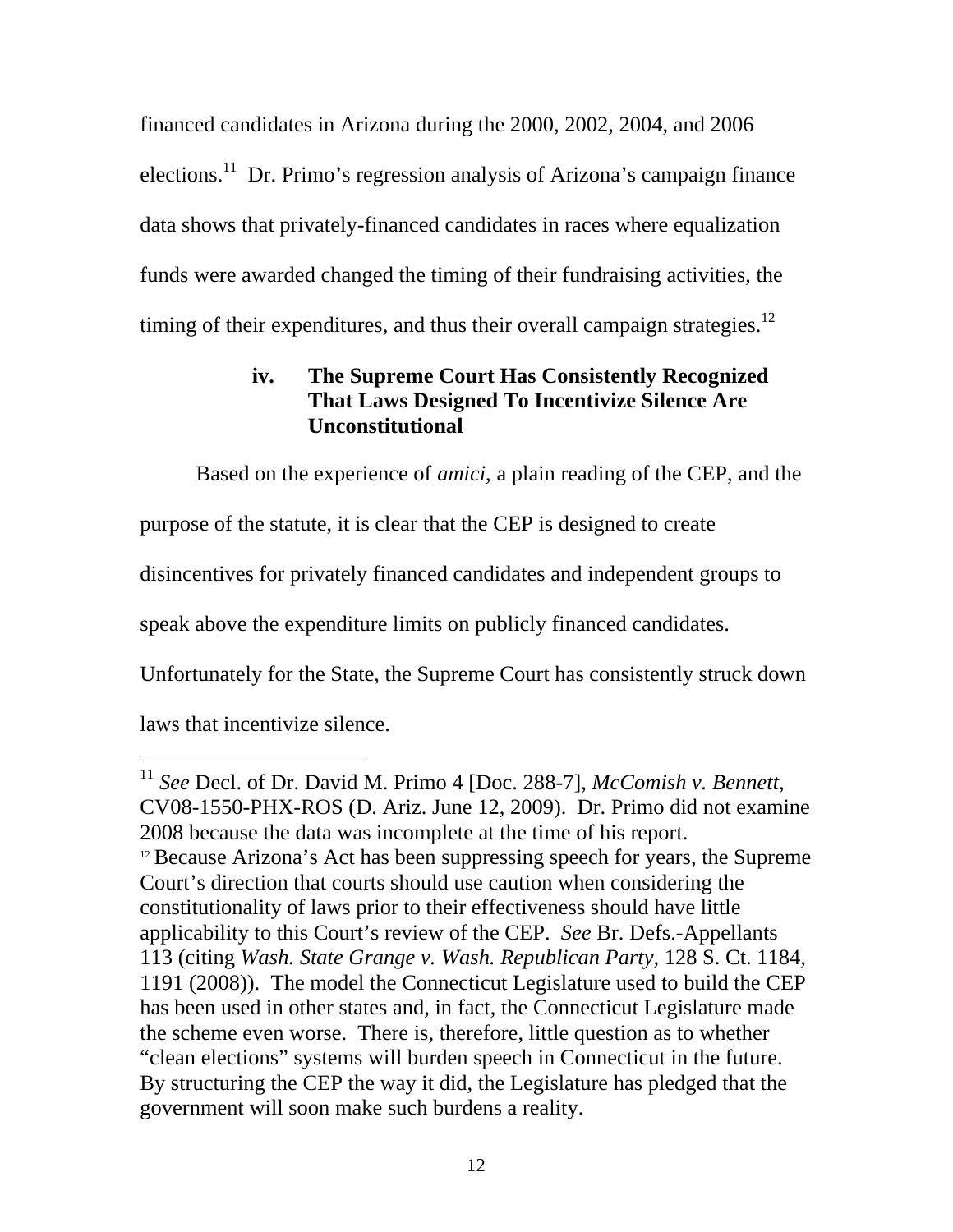financed candidates in Arizona during the 2000, 2002, 2004, and 2006 elections.[11] Dr. Primo's regression analysis of Arizona's campaign finance data shows that privately-financed candidates in races where equalization funds were awarded changed the timing of their fundraising activities, the timing of their expenditures, and thus their overall campaign strategies.[12]

#### iv. The Supreme Court Has Consistently Recognized That Laws Designed To Incentivize Silence Are Unconstitutional

Based on the experience of *amici*, a plain reading of the CEP, and the purpose of the statute, it is clear that the CEP is designed to create disincentives for privately financed candidates and independent groups to speak above the expenditure limits on publicly financed candidates. Unfortunately for the State, the Supreme Court has consistently struck down laws that incentivize silence.

---

[11] *See* Decl. of Dr. David M. Primo 4 [Doc. 288-7], *McComish v. Bennett*, CV08-1550-PHX-ROS (D. Ariz. June 12, 2009). Dr. Primo did not examine 2008 because the data was incomplete at the time of his report.

[12] Because Arizona's Act has been suppressing speech for years, the Supreme Court's direction that courts should use caution when considering the constitutionality of laws prior to their effectiveness should have little applicability to this Court's review of the CEP. *See* Br. Defs.-Appellants 113 (citing *Wash. State Grange v. Wash. Republican Party*, 128 S. Ct. 1184, 1191 (2008)). The model the Connecticut Legislature used to build the CEP has been used in other states and, in fact, the Connecticut Legislature made the scheme even worse. There is, therefore, little question as to whether "clean elections" systems will burden speech in Connecticut in the future. By structuring the CEP the way it did, the Legislature has pledged that the government will soon make such burdens a reality.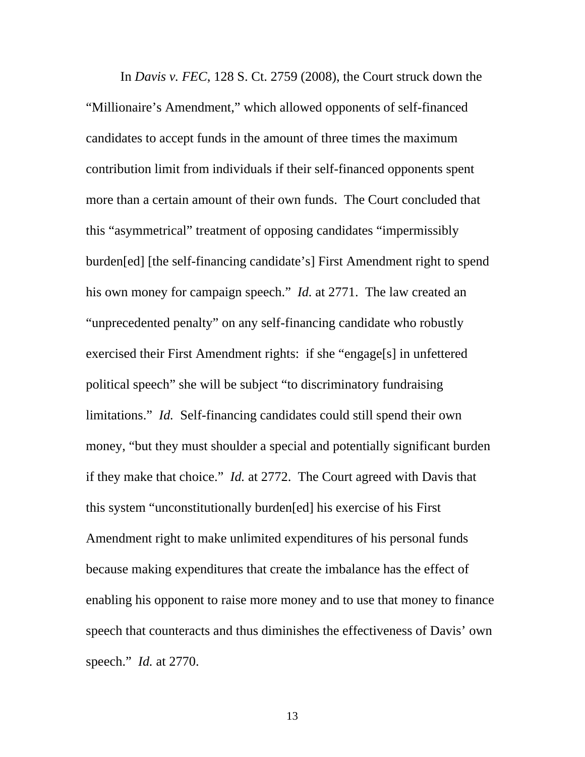In *Davis v. FEC*, 128 S. Ct. 2759 (2008), the Court struck down the "Millionaire's Amendment," which allowed opponents of self-financed candidates to accept funds in the amount of three times the maximum contribution limit from individuals if their self-financed opponents spent more than a certain amount of their own funds. The Court concluded that this "asymmetrical" treatment of opposing candidates "impermissibly burden[ed] [the self-financing candidate's] First Amendment right to spend his own money for campaign speech." *Id.* at 2771. The law created an "unprecedented penalty" on any self-financing candidate who robustly exercised their First Amendment rights: if she "engage[s] in unfettered political speech" she will be subject "to discriminatory fundraising limitations." *Id.* Self-financing candidates could still spend their own money, "but they must shoulder a special and potentially significant burden if they make that choice." *Id.* at 2772. The Court agreed with Davis that this system "unconstitutionally burden[ed] his exercise of his First Amendment right to make unlimited expenditures of his personal funds because making expenditures that create the imbalance has the effect of enabling his opponent to raise more money and to use that money to finance speech that counteracts and thus diminishes the effectiveness of Davis' own speech." *Id.* at 2770.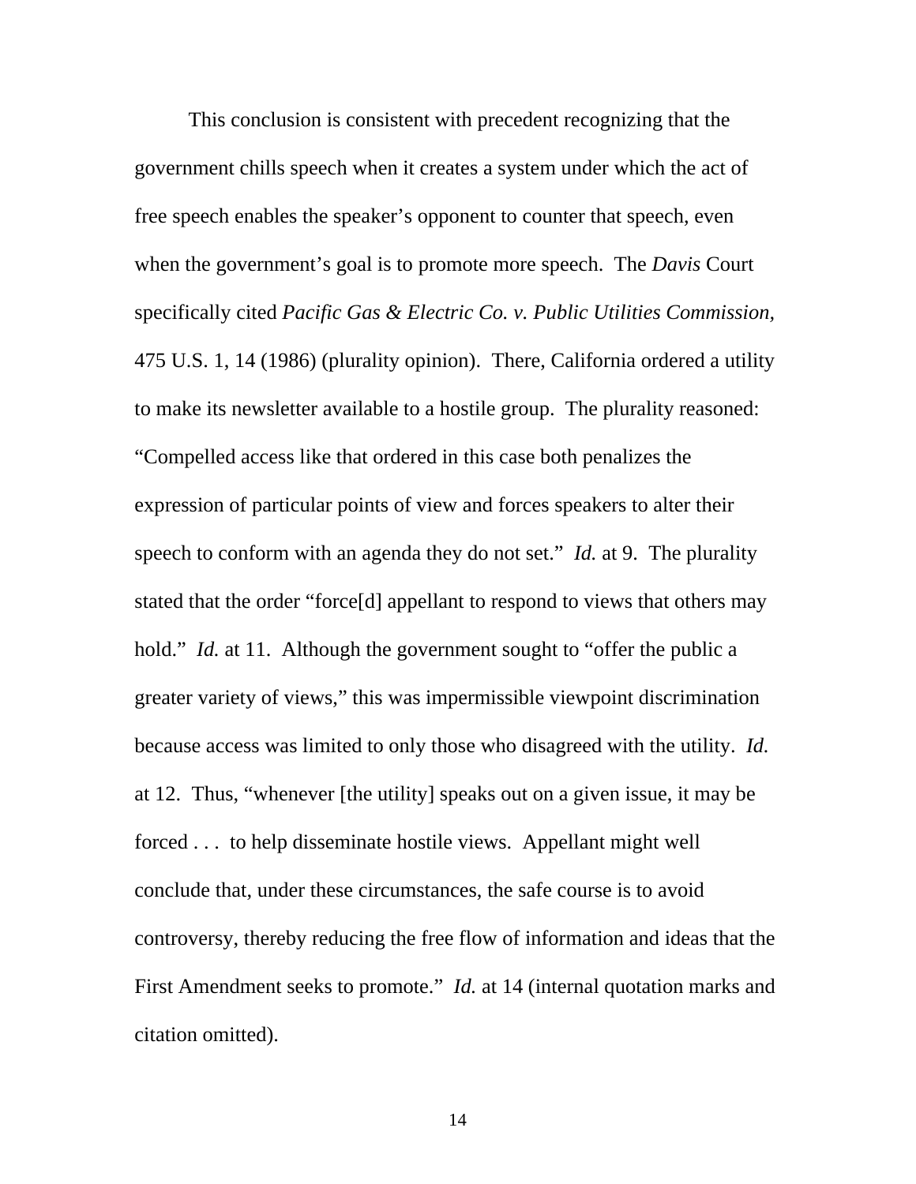This conclusion is consistent with precedent recognizing that the government chills speech when it creates a system under which the act of free speech enables the speaker's opponent to counter that speech, even when the government's goal is to promote more speech. The *Davis* Court specifically cited *Pacific Gas & Electric Co. v. Public Utilities Commission*, 475 U.S. 1, 14 (1986) (plurality opinion). There, California ordered a utility to make its newsletter available to a hostile group. The plurality reasoned: "Compelled access like that ordered in this case both penalizes the expression of particular points of view and forces speakers to alter their speech to conform with an agenda they do not set." *Id.* at 9. The plurality stated that the order "force[d] appellant to respond to views that others may hold." *Id.* at 11. Although the government sought to "offer the public a greater variety of views," this was impermissible viewpoint discrimination because access was limited to only those who disagreed with the utility. *Id.* at 12. Thus, "whenever [the utility] speaks out on a given issue, it may be forced . . . to help disseminate hostile views. Appellant might well conclude that, under these circumstances, the safe course is to avoid controversy, thereby reducing the free flow of information and ideas that the First Amendment seeks to promote." *Id.* at 14 (internal quotation marks and citation omitted).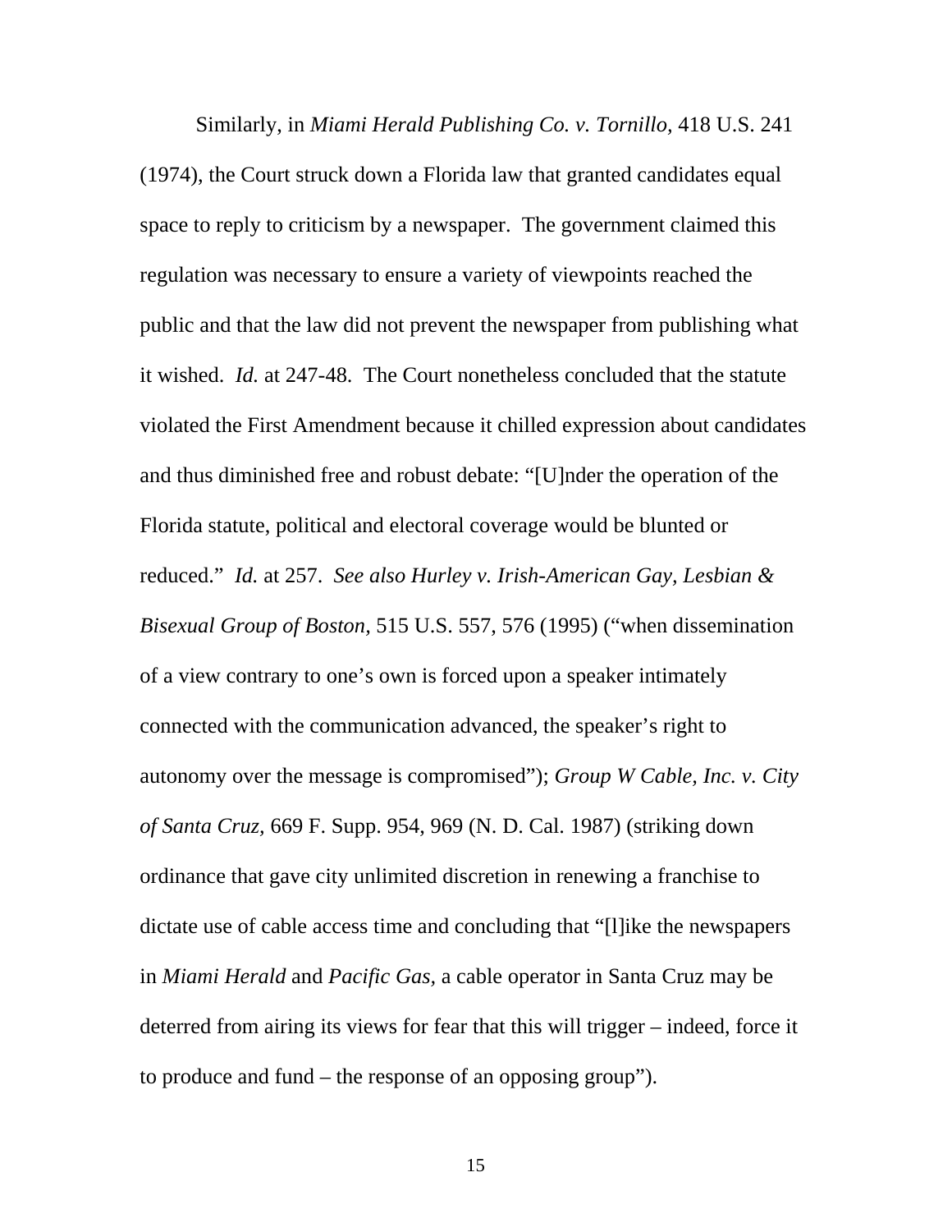Similarly, in *Miami Herald Publishing Co. v. Tornillo,* 418 U.S. 241 (1974), the Court struck down a Florida law that granted candidates equal space to reply to criticism by a newspaper. The government claimed this regulation was necessary to ensure a variety of viewpoints reached the public and that the law did not prevent the newspaper from publishing what it wished. *Id.* at 247-48. The Court nonetheless concluded that the statute violated the First Amendment because it chilled expression about candidates and thus diminished free and robust debate: "[U]nder the operation of the Florida statute, political and electoral coverage would be blunted or reduced." *Id.* at 257. *See also Hurley v. Irish-American Gay, Lesbian & Bisexual Group of Boston,* 515 U.S. 557, 576 (1995) ("when dissemination of a view contrary to one's own is forced upon a speaker intimately connected with the communication advanced, the speaker's right to autonomy over the message is compromised"); *Group W Cable, Inc. v. City of Santa Cruz,* 669 F. Supp. 954, 969 (N. D. Cal. 1987) (striking down ordinance that gave city unlimited discretion in renewing a franchise to dictate use of cable access time and concluding that "[l]ike the newspapers in *Miami Herald* and *Pacific Gas,* a cable operator in Santa Cruz may be deterred from airing its views for fear that this will trigger – indeed, force it to produce and fund – the response of an opposing group").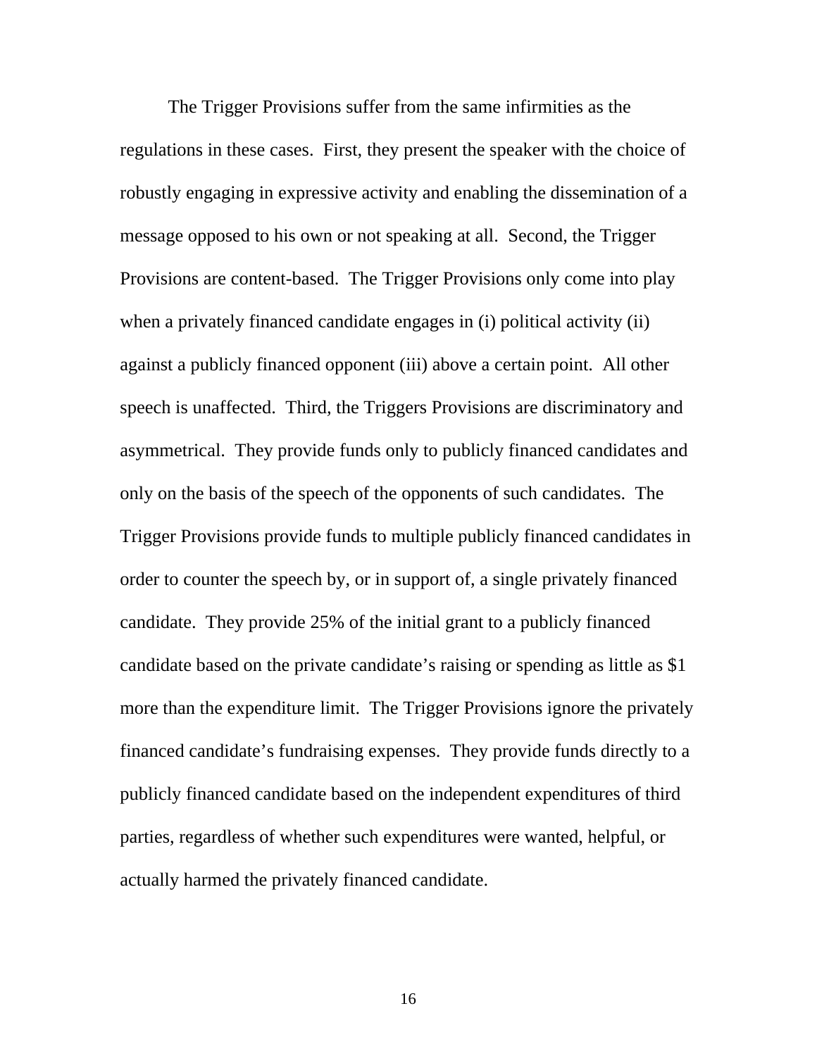The Trigger Provisions suffer from the same infirmities as the regulations in these cases. First, they present the speaker with the choice of robustly engaging in expressive activity and enabling the dissemination of a message opposed to his own or not speaking at all. Second, the Trigger Provisions are content-based. The Trigger Provisions only come into play when a privately financed candidate engages in (i) political activity (ii) against a publicly financed opponent (iii) above a certain point. All other speech is unaffected. Third, the Triggers Provisions are discriminatory and asymmetrical. They provide funds only to publicly financed candidates and only on the basis of the speech of the opponents of such candidates. The Trigger Provisions provide funds to multiple publicly financed candidates in order to counter the speech by, or in support of, a single privately financed candidate. They provide 25% of the initial grant to a publicly financed candidate based on the private candidate's raising or spending as little as $1 more than the expenditure limit. The Trigger Provisions ignore the privately financed candidate's fundraising expenses. They provide funds directly to a publicly financed candidate based on the independent expenditures of third parties, regardless of whether such expenditures were wanted, helpful, or actually harmed the privately financed candidate.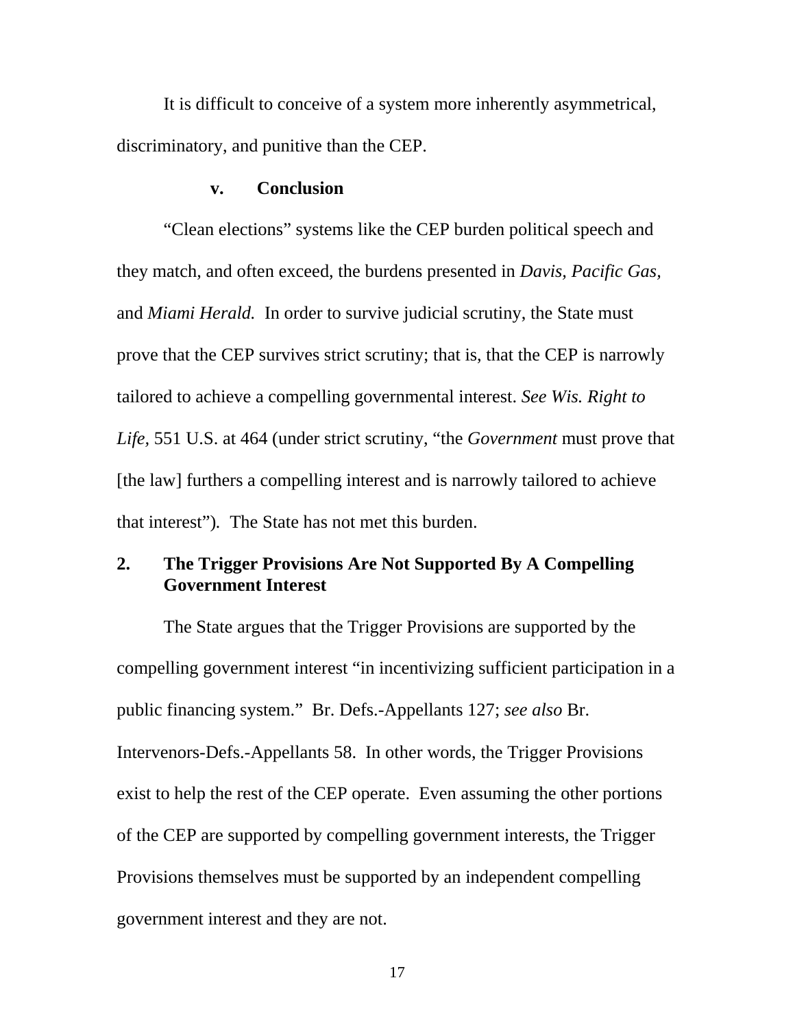It is difficult to conceive of a system more inherently asymmetrical, discriminatory, and punitive than the CEP.

#### v. Conclusion

"Clean elections" systems like the CEP burden political speech and they match, and often exceed, the burdens presented in *Davis*, *Pacific Gas*, and *Miami Herald.* In order to survive judicial scrutiny, the State must prove that the CEP survives strict scrutiny; that is, that the CEP is narrowly tailored to achieve a compelling governmental interest. *See Wis. Right to Life*, 551 U.S. at 464 (under strict scrutiny, "the *Government* must prove that [the law] furthers a compelling interest and is narrowly tailored to achieve that interest"). The State has not met this burden.

### 2. The Trigger Provisions Are Not Supported By A Compelling Government Interest

The State argues that the Trigger Provisions are supported by the compelling government interest "in incentivizing sufficient participation in a public financing system." Br. Defs.-Appellants 127; *see also* Br. Intervenors-Defs.-Appellants 58. In other words, the Trigger Provisions exist to help the rest of the CEP operate. Even assuming the other portions of the CEP are supported by compelling government interests, the Trigger Provisions themselves must be supported by an independent compelling government interest and they are not.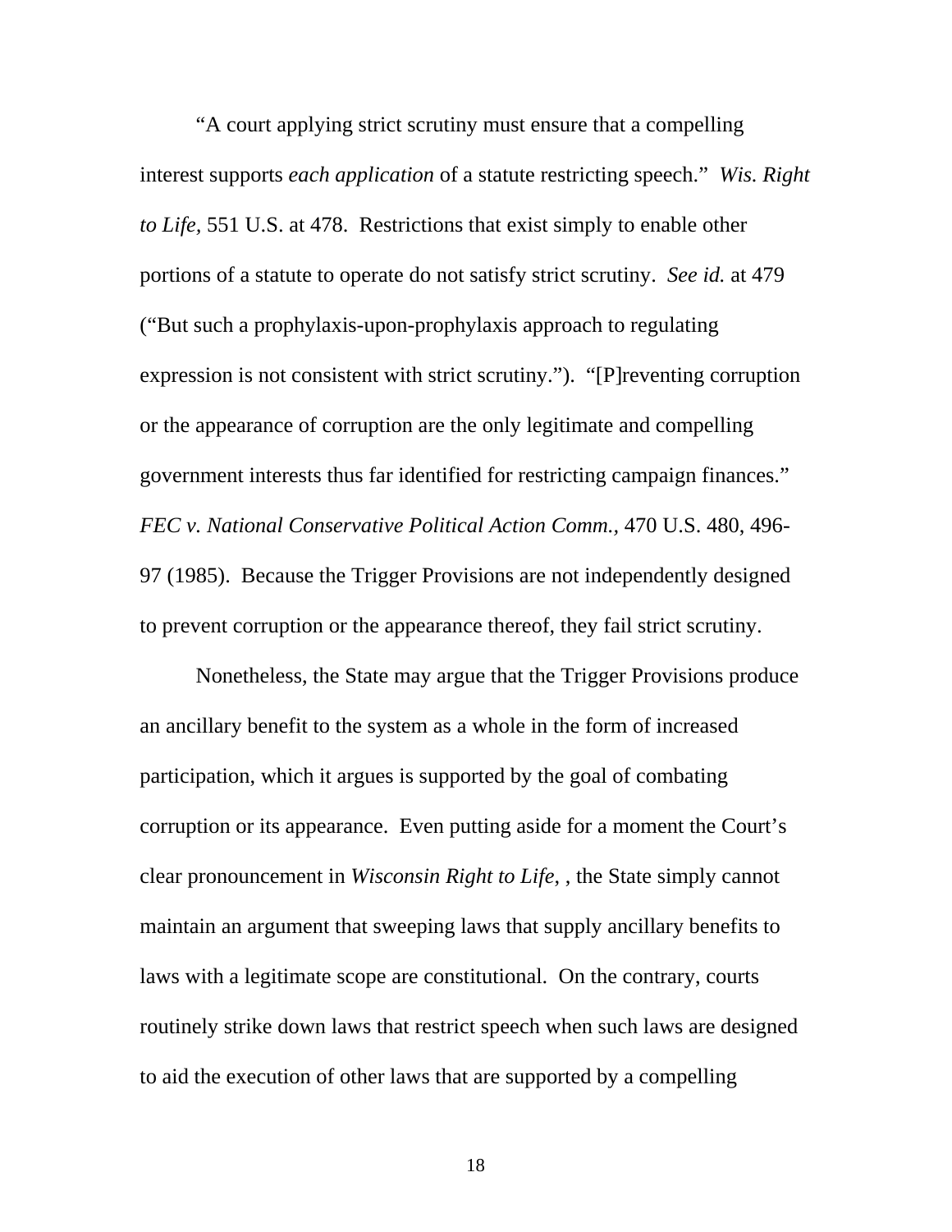"A court applying strict scrutiny must ensure that a compelling interest supports *each application* of a statute restricting speech." *Wis. Right to Life*, 551 U.S. at 478. Restrictions that exist simply to enable other portions of a statute to operate do not satisfy strict scrutiny. *See id.* at 479 ("But such a prophylaxis-upon-prophylaxis approach to regulating expression is not consistent with strict scrutiny."). "[P]reventing corruption or the appearance of corruption are the only legitimate and compelling government interests thus far identified for restricting campaign finances." *FEC v. National Conservative Political Action Comm.*, 470 U.S. 480, 496-97 (1985). Because the Trigger Provisions are not independently designed to prevent corruption or the appearance thereof, they fail strict scrutiny.

Nonetheless, the State may argue that the Trigger Provisions produce an ancillary benefit to the system as a whole in the form of increased participation, which it argues is supported by the goal of combating corruption or its appearance. Even putting aside for a moment the Court's clear pronouncement in *Wisconsin Right to Life*, , the State simply cannot maintain an argument that sweeping laws that supply ancillary benefits to laws with a legitimate scope are constitutional. On the contrary, courts routinely strike down laws that restrict speech when such laws are designed to aid the execution of other laws that are supported by a compelling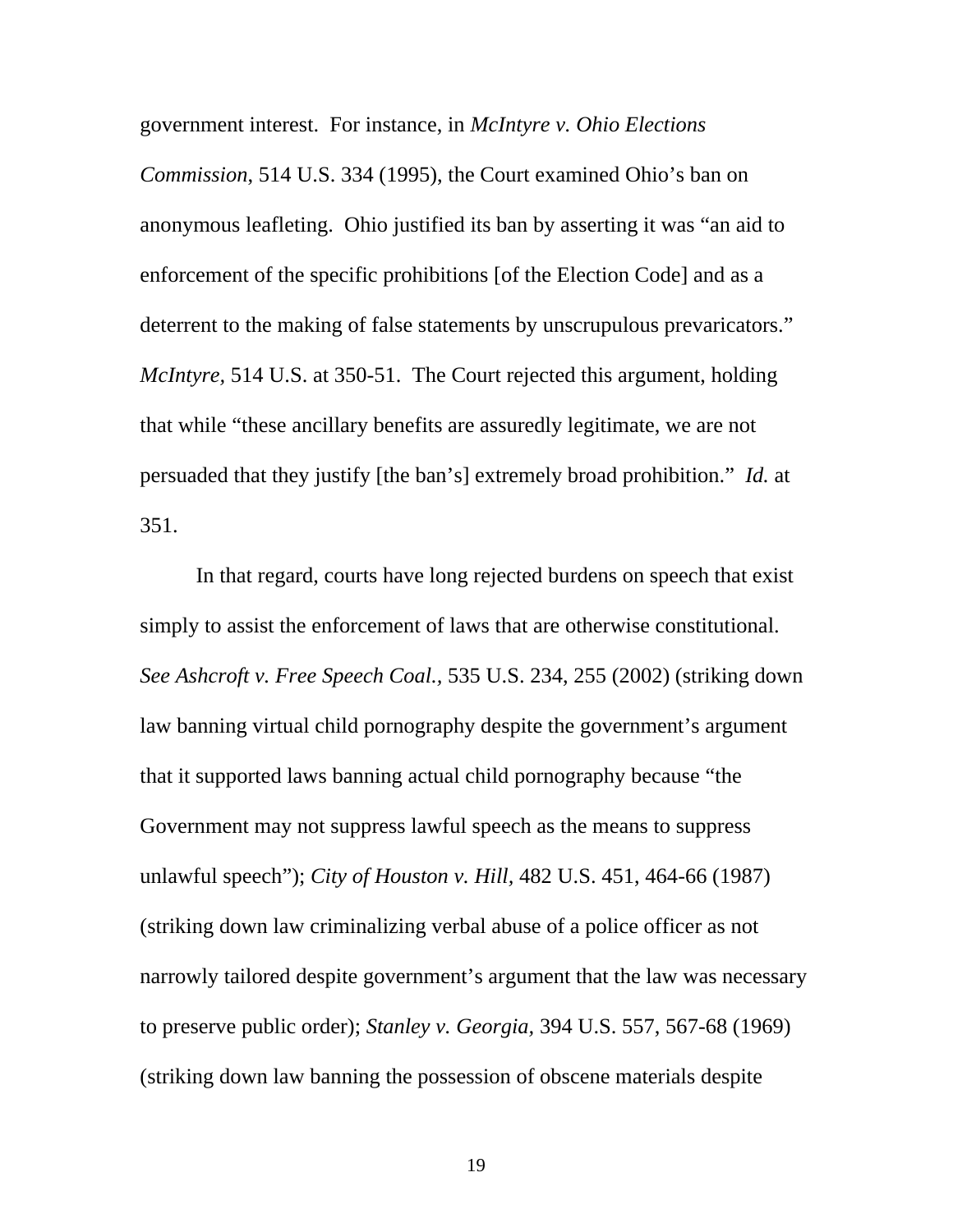government interest. For instance, in *McIntyre v. Ohio Elections Commission*, 514 U.S. 334 (1995), the Court examined Ohio's ban on anonymous leafleting. Ohio justified its ban by asserting it was "an aid to enforcement of the specific prohibitions [of the Election Code] and as a deterrent to the making of false statements by unscrupulous prevaricators." *McIntyre,* 514 U.S. at 350-51. The Court rejected this argument, holding that while "these ancillary benefits are assuredly legitimate, we are not persuaded that they justify [the ban's] extremely broad prohibition." *Id.* at 351.

In that regard, courts have long rejected burdens on speech that exist simply to assist the enforcement of laws that are otherwise constitutional. *See Ashcroft v. Free Speech Coal.*, 535 U.S. 234, 255 (2002) (striking down law banning virtual child pornography despite the government's argument that it supported laws banning actual child pornography because "the Government may not suppress lawful speech as the means to suppress unlawful speech"); *City of Houston v. Hill,* 482 U.S. 451, 464-66 (1987) (striking down law criminalizing verbal abuse of a police officer as not narrowly tailored despite government's argument that the law was necessary to preserve public order); *Stanley v. Georgia*, 394 U.S. 557, 567-68 (1969) (striking down law banning the possession of obscene materials despite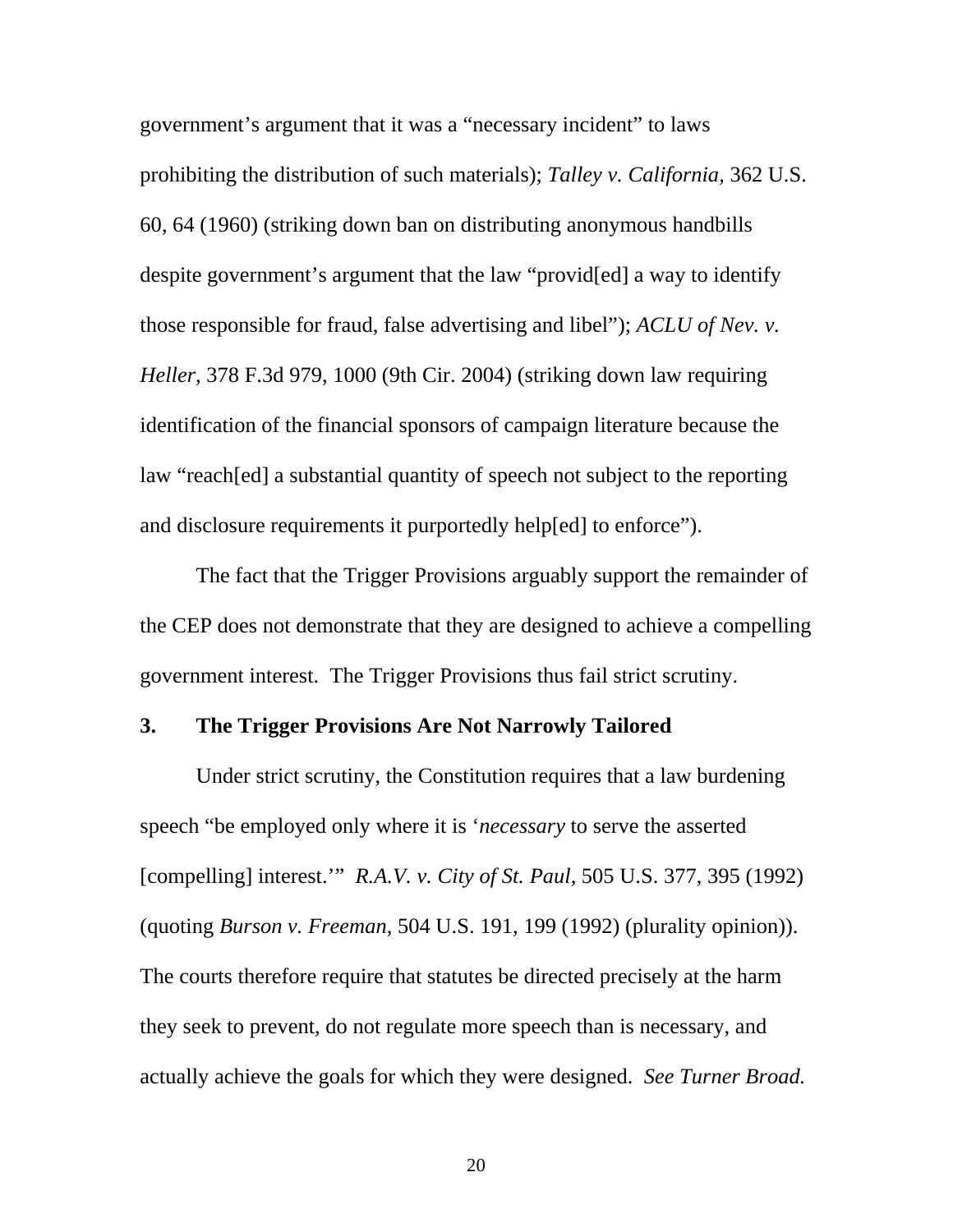government's argument that it was a "necessary incident" to laws prohibiting the distribution of such materials); *Talley v. California,* 362 U.S. 60, 64 (1960) (striking down ban on distributing anonymous handbills despite government's argument that the law "provid[ed] a way to identify those responsible for fraud, false advertising and libel"); *ACLU of Nev. v. Heller,* 378 F.3d 979, 1000 (9th Cir. 2004) (striking down law requiring identification of the financial sponsors of campaign literature because the law "reach[ed] a substantial quantity of speech not subject to the reporting and disclosure requirements it purportedly help[ed] to enforce").

The fact that the Trigger Provisions arguably support the remainder of the CEP does not demonstrate that they are designed to achieve a compelling government interest. The Trigger Provisions thus fail strict scrutiny.

### 3. The Trigger Provisions Are Not Narrowly Tailored

Under strict scrutiny, the Constitution requires that a law burdening speech "be employed only where it is '*necessary* to serve the asserted [compelling] interest.'" *R.A.V. v. City of St. Paul,* 505 U.S. 377, 395 (1992) (quoting *Burson v. Freeman,* 504 U.S. 191, 199 (1992) (plurality opinion)). The courts therefore require that statutes be directed precisely at the harm they seek to prevent, do not regulate more speech than is necessary, and actually achieve the goals for which they were designed. *See Turner Broad.*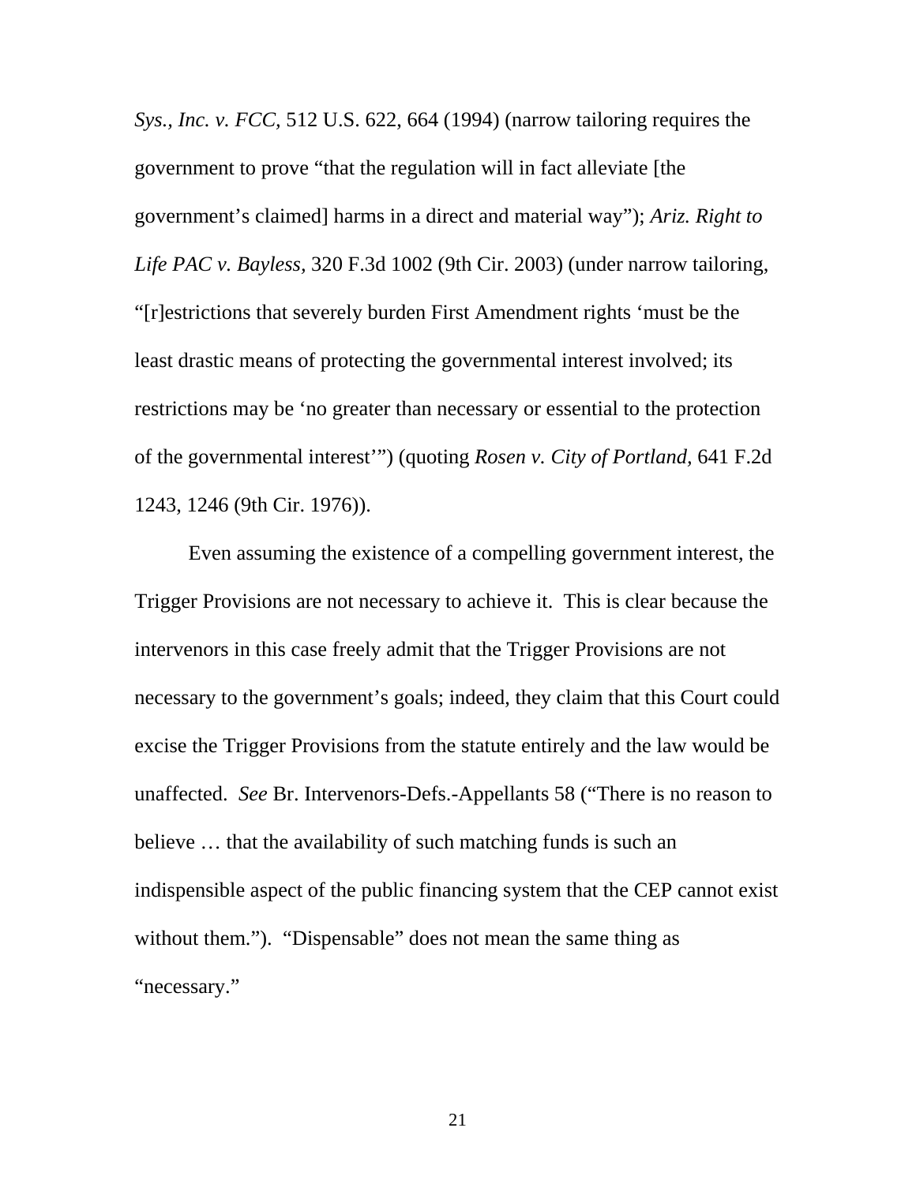*Sys., Inc. v. FCC*, 512 U.S. 622, 664 (1994) (narrow tailoring requires the government to prove "that the regulation will in fact alleviate [the government's claimed] harms in a direct and material way"); *Ariz. Right to Life PAC v. Bayless*, 320 F.3d 1002 (9th Cir. 2003) (under narrow tailoring, "[r]estrictions that severely burden First Amendment rights 'must be the least drastic means of protecting the governmental interest involved; its restrictions may be 'no greater than necessary or essential to the protection of the governmental interest'") (quoting *Rosen v. City of Portland*, 641 F.2d 1243, 1246 (9th Cir. 1976)).

Even assuming the existence of a compelling government interest, the Trigger Provisions are not necessary to achieve it. This is clear because the intervenors in this case freely admit that the Trigger Provisions are not necessary to the government's goals; indeed, they claim that this Court could excise the Trigger Provisions from the statute entirely and the law would be unaffected. *See* Br. Intervenors-Defs.-Appellants 58 ("There is no reason to believe … that the availability of such matching funds is such an indispensible aspect of the public financing system that the CEP cannot exist without them."). "Dispensable" does not mean the same thing as "necessary."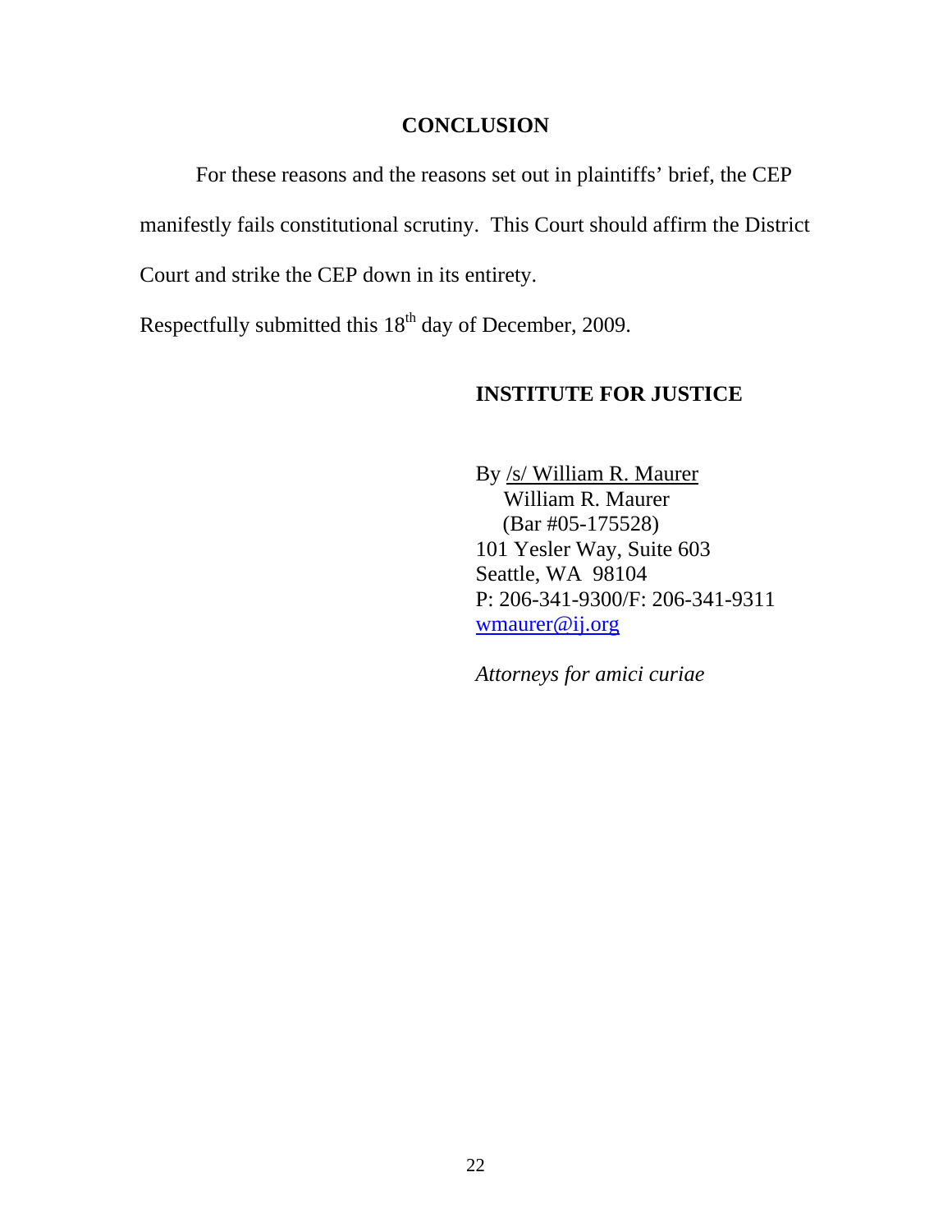## CONCLUSION

For these reasons and the reasons set out in plaintiffs' brief, the CEP manifestly fails constitutional scrutiny. This Court should affirm the District Court and strike the CEP down in its entirety.

Respectfully submitted this 18th day of December, 2009.

**INSTITUTE FOR JUSTICE**

By /s/ William R. Maurer
William R. Maurer
(Bar #05-175528)
101 Yesler Way, Suite 603
Seattle, WA 98104
P: 206-341-9300/F: 206-341-9311
wmaurer@ij.org

*Attorneys for amici curiae*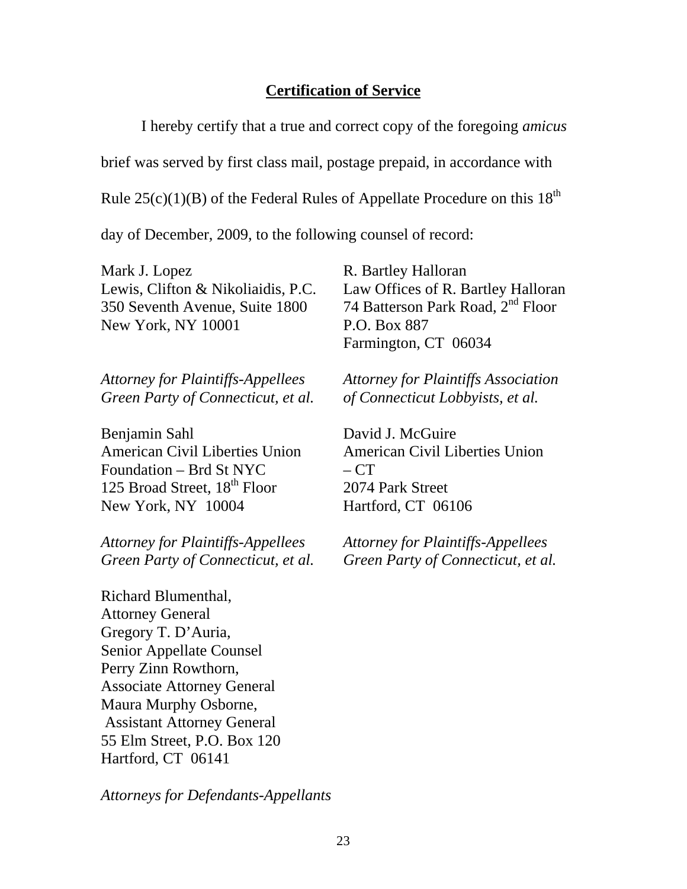**Certification of Service**

I hereby certify that a true and correct copy of the foregoing *amicus* brief was served by first class mail, postage prepaid, in accordance with Rule 25(c)(1)(B) of the Federal Rules of Appellate Procedure on this 18th day of December, 2009, to the following counsel of record:

Mark J. Lopez
Lewis, Clifton & Nikoliaidis, P.C.
350 Seventh Avenue, Suite 1800
New York, NY 10001

*Attorney for Plaintiffs-Appellees Green Party of Connecticut, et al.*

R. Bartley Halloran
Law Offices of R. Bartley Halloran
74 Batterson Park Road, 2nd Floor
P.O. Box 887
Farmington, CT 06034

*Attorney for Plaintiffs Association of Connecticut Lobbyists, et al.*

Benjamin Sahl
American Civil Liberties Union Foundation – Brd St NYC
125 Broad Street, 18th Floor
New York, NY 10004

*Attorney for Plaintiffs-Appellees Green Party of Connecticut, et al.*

David J. McGuire
American Civil Liberties Union – CT
2074 Park Street
Hartford, CT 06106

*Attorney for Plaintiffs-Appellees Green Party of Connecticut, et al.*

Richard Blumenthal,
Attorney General
Gregory T. D'Auria,
Senior Appellate Counsel
Perry Zinn Rowthorn,
Associate Attorney General
Maura Murphy Osborne,
Assistant Attorney General
55 Elm Street, P.O. Box 120
Hartford, CT 06141

*Attorneys for Defendants-Appellants*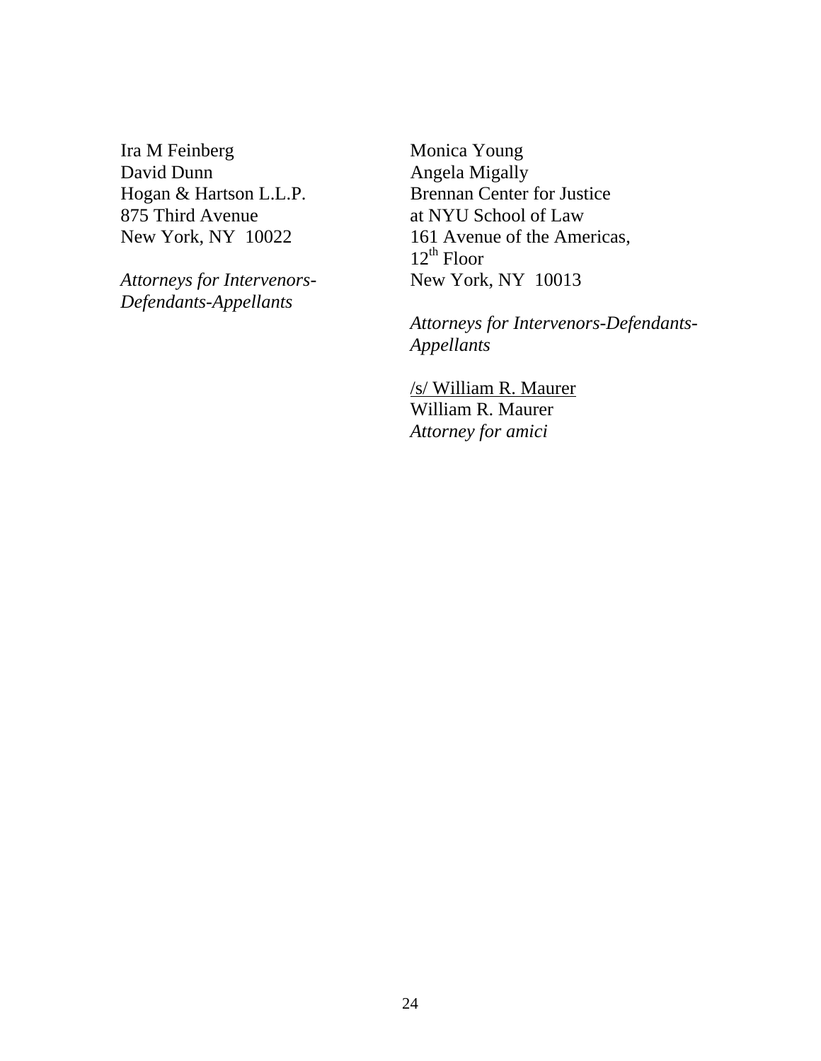Ira M Feinberg
David Dunn
Hogan & Hartson L.L.P.
875 Third Avenue
New York, NY 10022

*Attorneys for Intervenors-Defendants-Appellants*

Monica Young
Angela Migally
Brennan Center for Justice
at NYU School of Law
161 Avenue of the Americas,
12th Floor
New York, NY 10013

*Attorneys for Intervenors-Defendants-Appellants*

/s/ William R. Maurer
William R. Maurer
*Attorney for amici*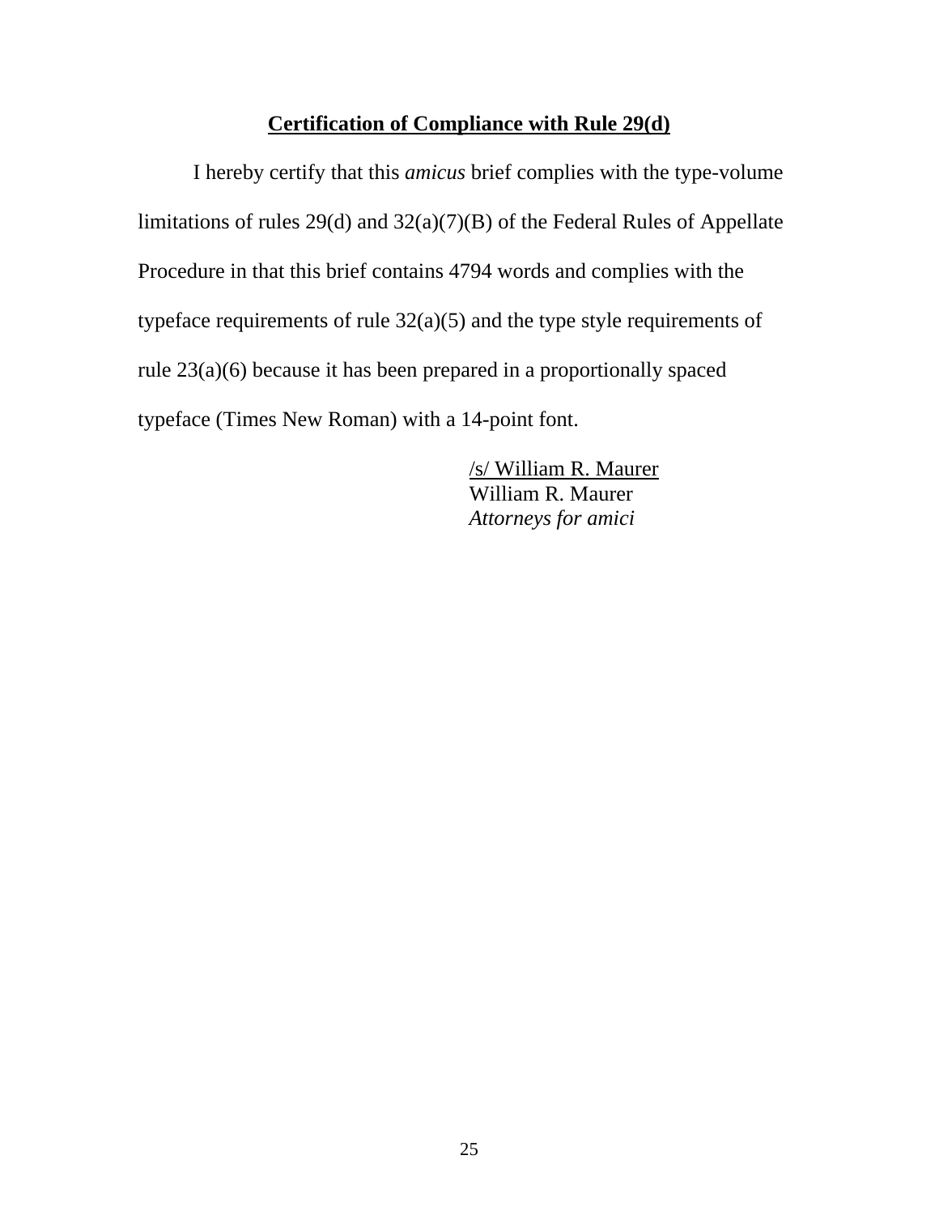**Certification of Compliance with Rule 29(d)**

I hereby certify that this *amicus* brief complies with the type-volume limitations of rules 29(d) and 32(a)(7)(B) of the Federal Rules of Appellate Procedure in that this brief contains 4794 words and complies with the typeface requirements of rule 32(a)(5) and the type style requirements of rule 23(a)(6) because it has been prepared in a proportionally spaced typeface (Times New Roman) with a 14-point font.

/s/ William R. Maurer
William R. Maurer
*Attorneys for amici*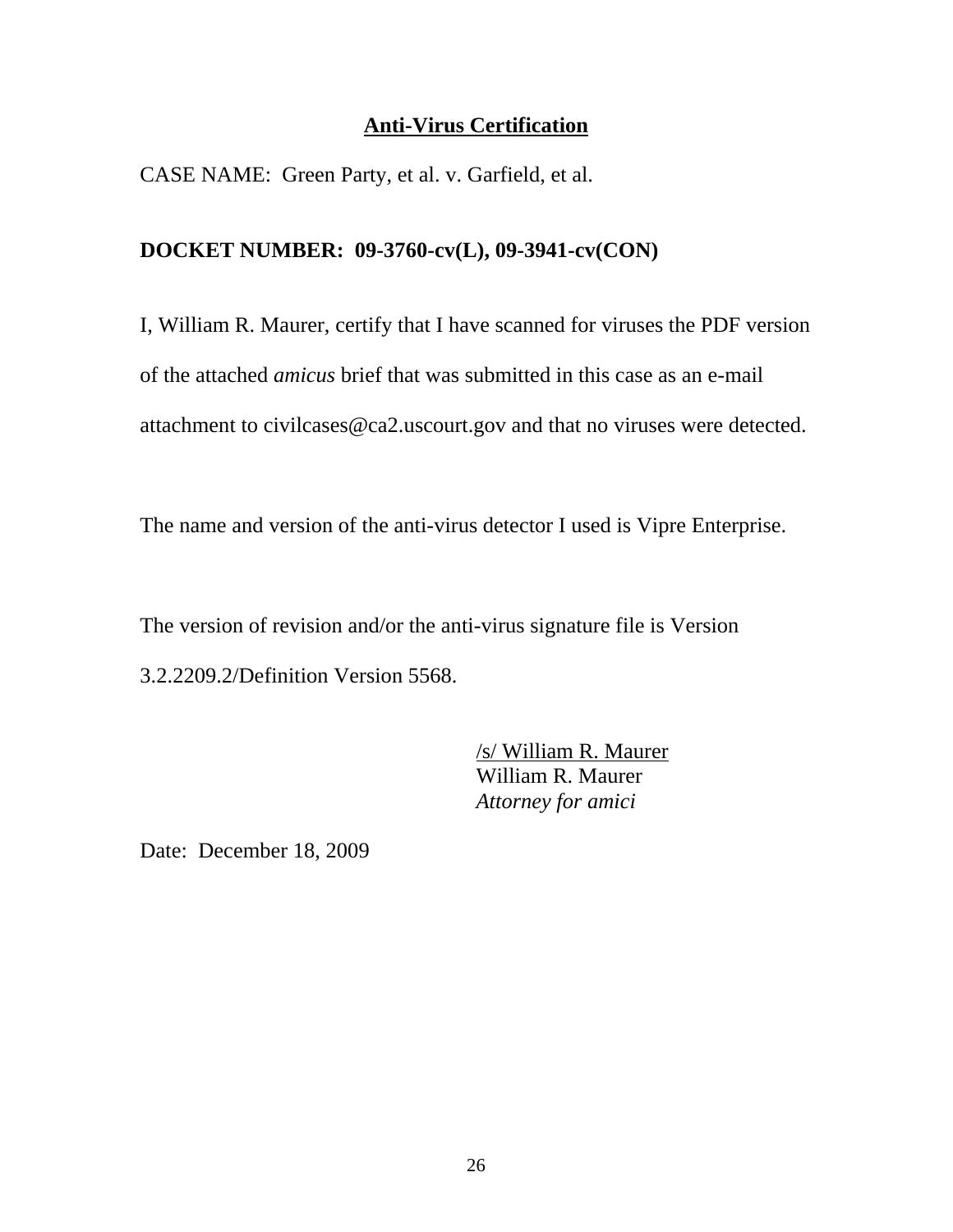## Anti-Virus Certification

CASE NAME: Green Party, et al. v. Garfield, et al.

**DOCKET NUMBER: 09-3760-cv(L), 09-3941-cv(CON)**

I, William R. Maurer, certify that I have scanned for viruses the PDF version of the attached *amicus* brief that was submitted in this case as an e-mail attachment to civilcases@ca2.uscourt.gov and that no viruses were detected.

The name and version of the anti-virus detector I used is Vipre Enterprise.

The version of revision and/or the anti-virus signature file is Version 3.2.2209.2/Definition Version 5568.

/s/ William R. Maurer
William R. Maurer
*Attorney for amici*

Date: December 18, 2009